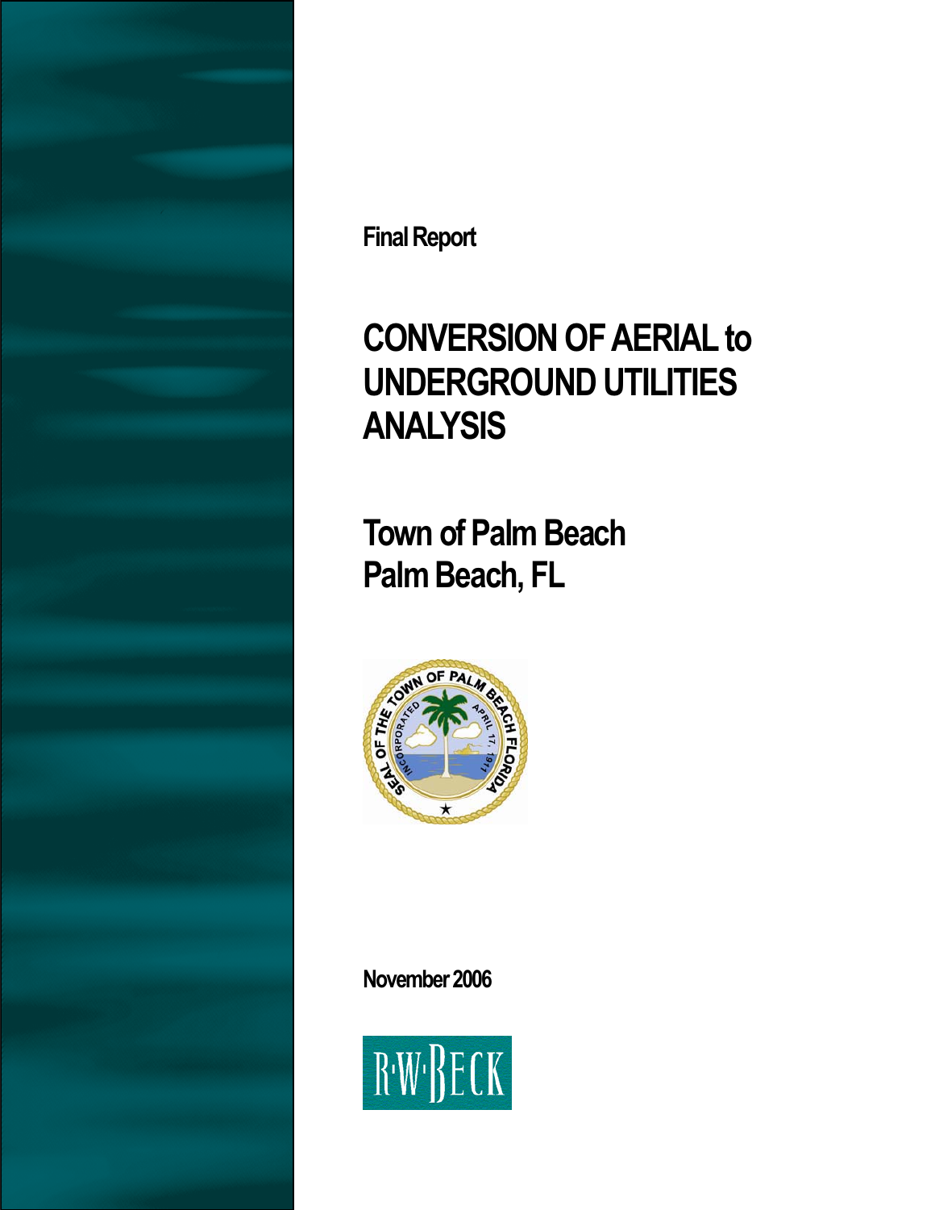Final Report

# CONVERSION OF AERIAL to UNDERGROUND UTILITIES ANALYSIS

## Town of Palm Beach
## Palm Beach, FL

November 2006

R·W·BECK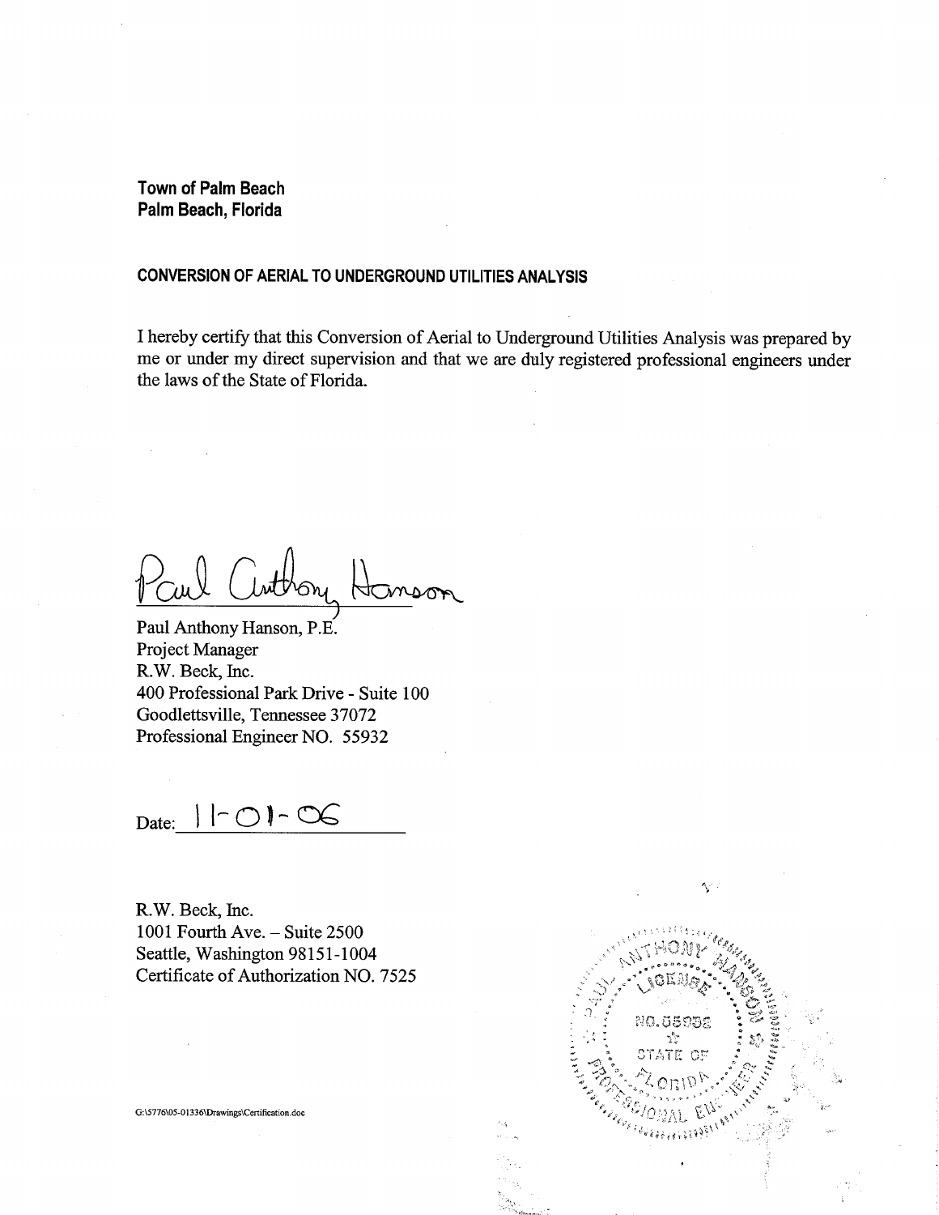**Town of Palm Beach**
**Palm Beach, Florida**

**CONVERSION OF AERIAL TO UNDERGROUND UTILITIES ANALYSIS**

I hereby certify that this Conversion of Aerial to Underground Utilities Analysis was prepared by me or under my direct supervision and that we are duly registered professional engineers under the laws of the State of Florida.

Paul Anthony Hanson

Paul Anthony Hanson, P.E.
Project Manager
R.W. Beck, Inc.
400 Professional Park Drive - Suite 100
Goodlettsville, Tennessee 37072
Professional Engineer NO. 55932

Date: 11-01-06

R.W. Beck, Inc.
1001 Fourth Ave. – Suite 2500
Seattle, Washington 98151-1004
Certificate of Authorization NO. 7525

PAUL ANTHONY HANSON
LICENSE
NO. 55932
STATE OF FLORIDA
PROFESSIONAL ENGINEER

G:\5776\05-01336\Drawings\Certification.doc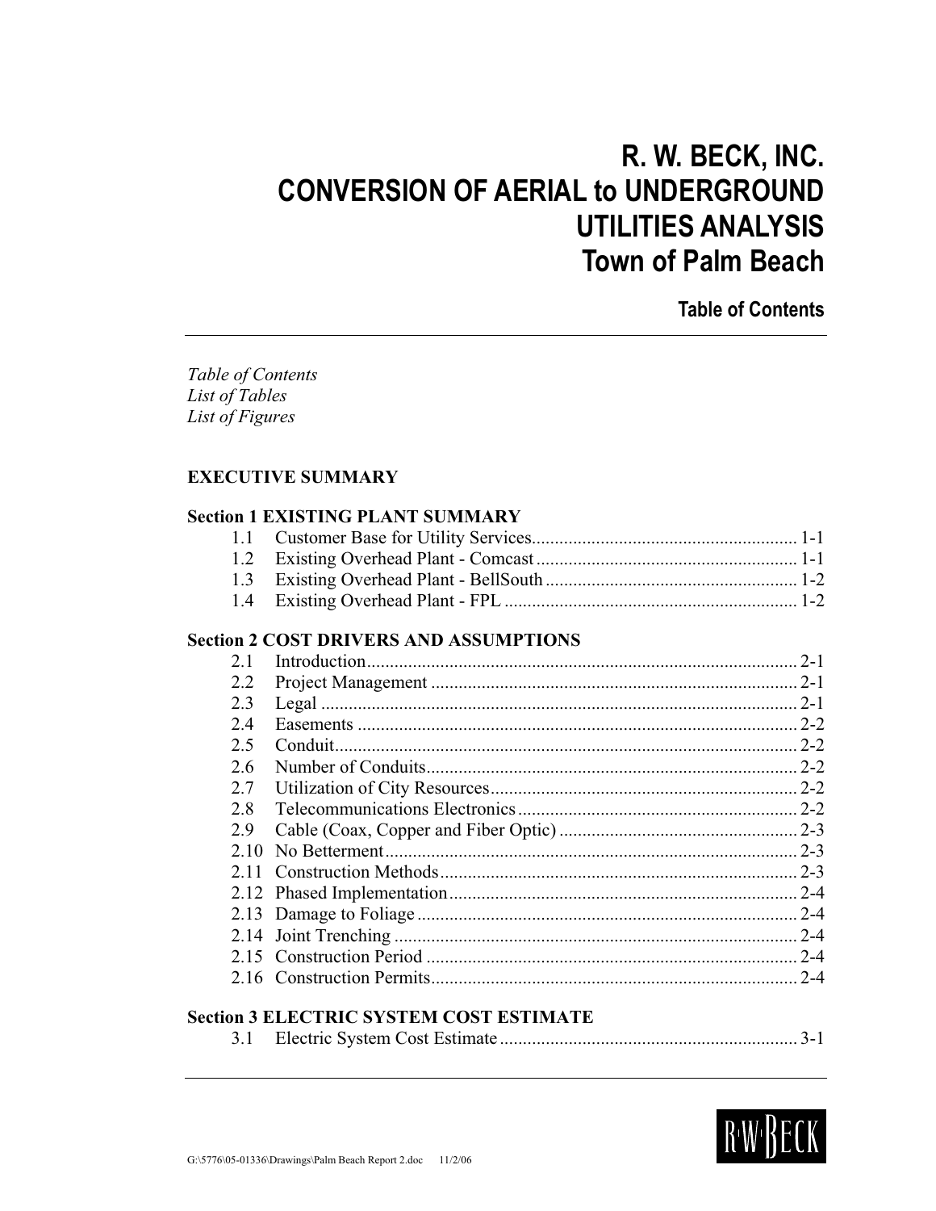# R. W. BECK, INC.
# CONVERSION OF AERIAL to UNDERGROUND UTILITIES ANALYSIS
# Town of Palm Beach

## Table of Contents

*Table of Contents*
*List of Tables*
*List of Figures*

**EXECUTIVE SUMMARY**

**Section 1 EXISTING PLANT SUMMARY**

| | | |
|---|---|---|
| 1.1 | Customer Base for Utility Services | 1-1 |
| 1.2 | Existing Overhead Plant - Comcast | 1-1 |
| 1.3 | Existing Overhead Plant - BellSouth | 1-2 |
| 1.4 | Existing Overhead Plant - FPL | 1-2 |

**Section 2 COST DRIVERS AND ASSUMPTIONS**

| | | |
|---|---|---|
| 2.1 | Introduction | 2-1 |
| 2.2 | Project Management | 2-1 |
| 2.3 | Legal | 2-1 |
| 2.4 | Easements | 2-2 |
| 2.5 | Conduit | 2-2 |
| 2.6 | Number of Conduits | 2-2 |
| 2.7 | Utilization of City Resources | 2-2 |
| 2.8 | Telecommunications Electronics | 2-2 |
| 2.9 | Cable (Coax, Copper and Fiber Optic) | 2-3 |
| 2.10 | No Betterment | 2-3 |
| 2.11 | Construction Methods | 2-3 |
| 2.12 | Phased Implementation | 2-4 |
| 2.13 | Damage to Foliage | 2-4 |
| 2.14 | Joint Trenching | 2-4 |
| 2.15 | Construction Period | 2-4 |
| 2.16 | Construction Permits | 2-4 |

**Section 3 ELECTRIC SYSTEM COST ESTIMATE**

| | | |
|---|---|---|
| 3.1 | Electric System Cost Estimate | 3-1 |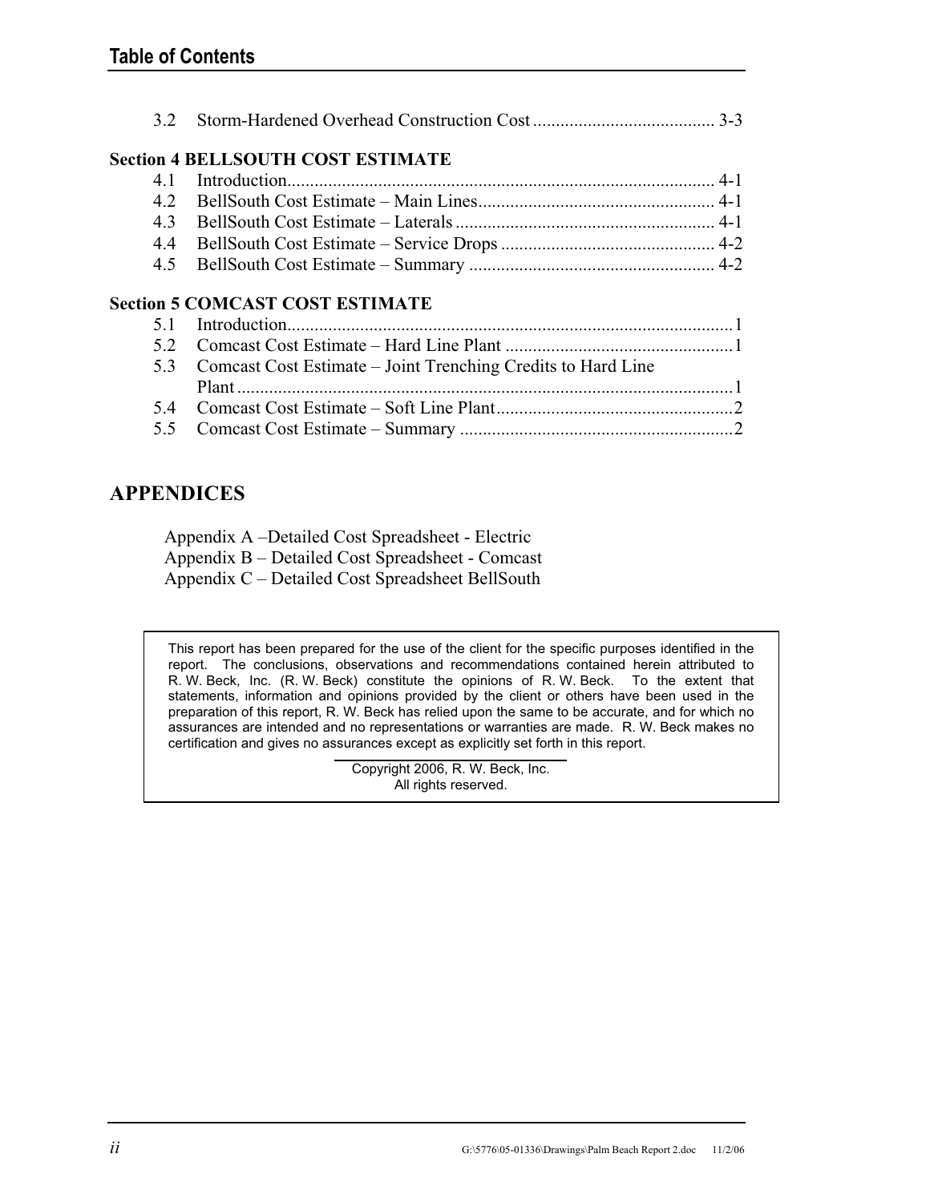## Table of Contents

3.2 Storm-Hardened Overhead Construction Cost ....................................... 3-3

**Section 4 BELLSOUTH COST ESTIMATE**

4.1 Introduction............................................................................................ 4-1
4.2 BellSouth Cost Estimate – Main Lines................................................... 4-1
4.3 BellSouth Cost Estimate – Laterals........................................................ 4-1
4.4 BellSouth Cost Estimate – Service Drops .............................................. 4-2
4.5 BellSouth Cost Estimate – Summary ..................................................... 4-2

**Section 5 COMCAST COST ESTIMATE**

5.1 Introduction................................................................................................1
5.2 Comcast Cost Estimate – Hard Line Plant .................................................1
5.3 Comcast Cost Estimate – Joint Trenching Credits to Hard Line Plant...........................................................................................................1
5.4 Comcast Cost Estimate – Soft Line Plant....................................................2
5.5 Comcast Cost Estimate – Summary ...........................................................2

## APPENDICES

Appendix A –Detailed Cost Spreadsheet - Electric
Appendix B – Detailed Cost Spreadsheet - Comcast
Appendix C – Detailed Cost Spreadsheet BellSouth

This report has been prepared for the use of the client for the specific purposes identified in the report. The conclusions, observations and recommendations contained herein attributed to R. W. Beck, Inc. (R. W. Beck) constitute the opinions of R. W. Beck. To the extent that statements, information and opinions provided by the client or others have been used in the preparation of this report, R. W. Beck has relied upon the same to be accurate, and for which no assurances are intended and no representations or warranties are made. R. W. Beck makes no certification and gives no assurances except as explicitly set forth in this report.

Copyright 2006, R. W. Beck, Inc.
All rights reserved.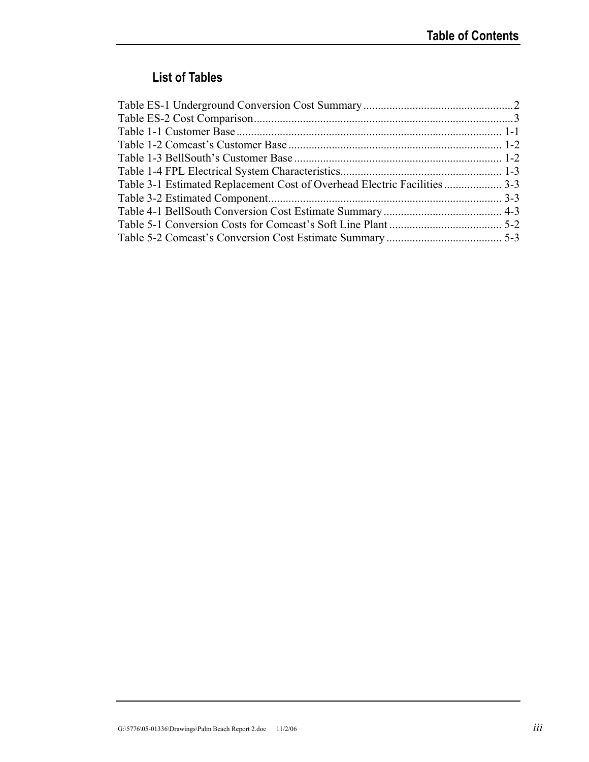## List of Tables

Table ES-1 Underground Conversion Cost Summary ....................................................2
Table ES-2 Cost Comparison..........................................................................................3
Table 1-1 Customer Base ........................................................................................... 1-1
Table 1-2 Comcast's Customer Base ......................................................................... 1-2
Table 1-3 BellSouth's Customer Base ....................................................................... 1-2
Table 1-4 FPL Electrical System Characteristics....................................................... 1-3
Table 3-1 Estimated Replacement Cost of Overhead Electric Facilities .................... 3-3
Table 3-2 Estimated Component................................................................................ 3-3
Table 4-1 BellSouth Conversion Cost Estimate Summary ......................................... 4-3
Table 5-1 Conversion Costs for Comcast's Soft Line Plant ....................................... 5-2
Table 5-2 Comcast's Conversion Cost Estimate Summary ........................................ 5-3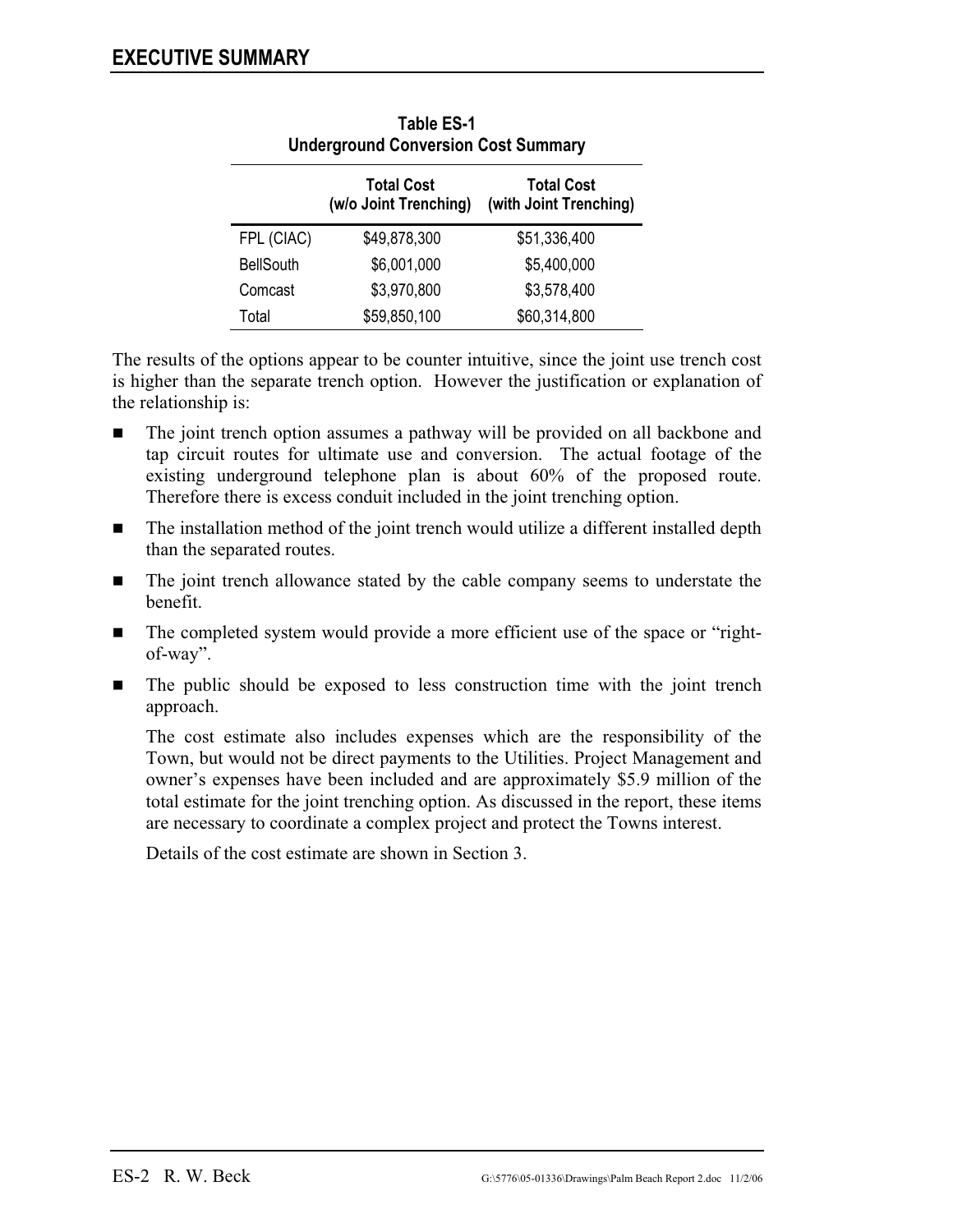**Table ES-1**
**Underground Conversion Cost Summary**

| | Total Cost (w/o Joint Trenching) | Total Cost (with Joint Trenching) |
|---|---|---|
| FPL (CIAC) | $49,878,300 | $51,336,400 |
| BellSouth | $6,001,000 | $5,400,000 |
| Comcast | $3,970,800 | $3,578,400 |
| Total | $59,850,100 | $60,314,800 |

The results of the options appear to be counter intuitive, since the joint use trench cost is higher than the separate trench option. However the justification or explanation of the relationship is:

- The joint trench option assumes a pathway will be provided on all backbone and tap circuit routes for ultimate use and conversion. The actual footage of the existing underground telephone plan is about 60% of the proposed route. Therefore there is excess conduit included in the joint trenching option.
- The installation method of the joint trench would utilize a different installed depth than the separated routes.
- The joint trench allowance stated by the cable company seems to understate the benefit.
- The completed system would provide a more efficient use of the space or "right-of-way".
- The public should be exposed to less construction time with the joint trench approach.

The cost estimate also includes expenses which are the responsibility of the Town, but would not be direct payments to the Utilities. Project Management and owner's expenses have been included and are approximately $5.9 million of the total estimate for the joint trenching option. As discussed in the report, these items are necessary to coordinate a complex project and protect the Towns interest.

Details of the cost estimate are shown in Section 3.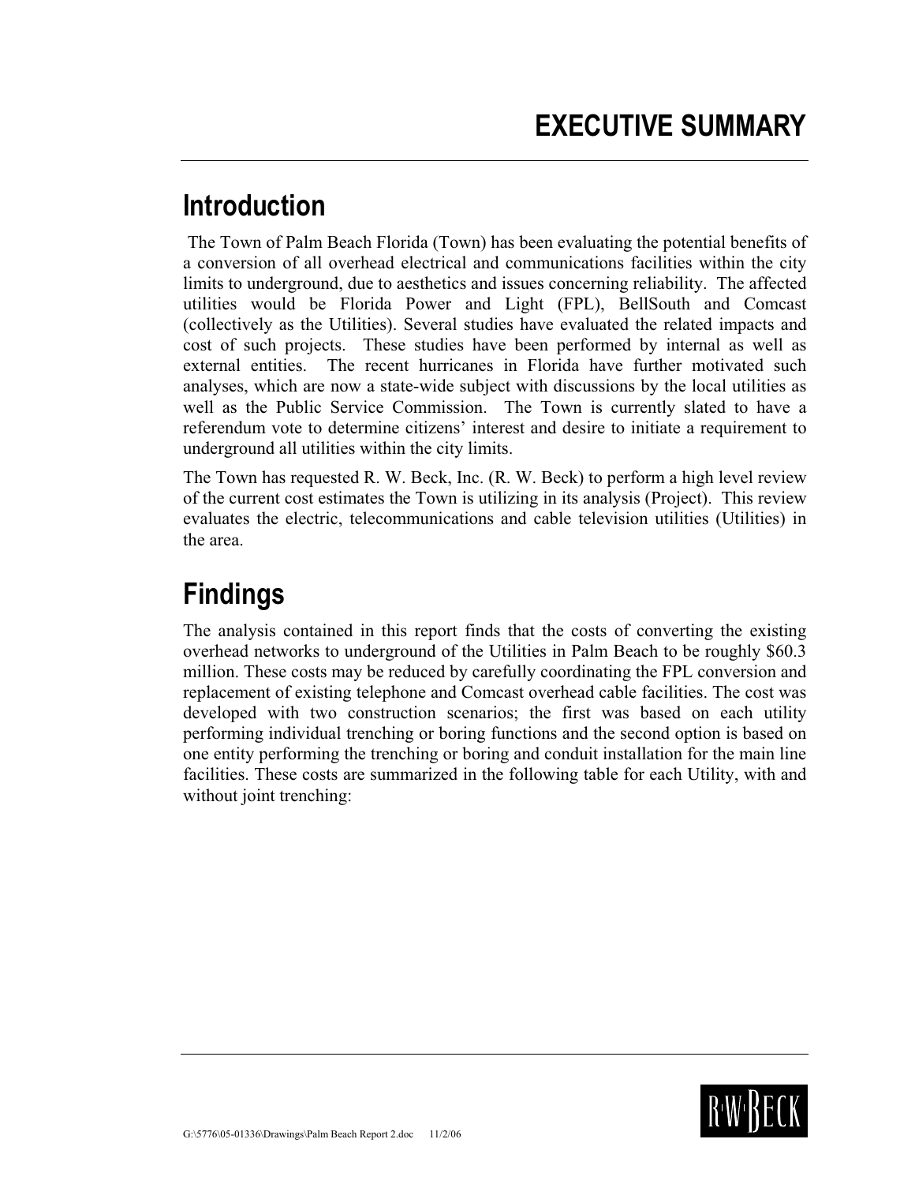# EXECUTIVE SUMMARY

## Introduction

The Town of Palm Beach Florida (Town) has been evaluating the potential benefits of a conversion of all overhead electrical and communications facilities within the city limits to underground, due to aesthetics and issues concerning reliability. The affected utilities would be Florida Power and Light (FPL), BellSouth and Comcast (collectively as the Utilities). Several studies have evaluated the related impacts and cost of such projects. These studies have been performed by internal as well as external entities. The recent hurricanes in Florida have further motivated such analyses, which are now a state-wide subject with discussions by the local utilities as well as the Public Service Commission. The Town is currently slated to have a referendum vote to determine citizens' interest and desire to initiate a requirement to underground all utilities within the city limits.

The Town has requested R. W. Beck, Inc. (R. W. Beck) to perform a high level review of the current cost estimates the Town is utilizing in its analysis (Project). This review evaluates the electric, telecommunications and cable television utilities (Utilities) in the area.

## Findings

The analysis contained in this report finds that the costs of converting the existing overhead networks to underground of the Utilities in Palm Beach to be roughly $60.3 million. These costs may be reduced by carefully coordinating the FPL conversion and replacement of existing telephone and Comcast overhead cable facilities. The cost was developed with two construction scenarios; the first was based on each utility performing individual trenching or boring functions and the second option is based on one entity performing the trenching or boring and conduit installation for the main line facilities. These costs are summarized in the following table for each Utility, with and without joint trenching: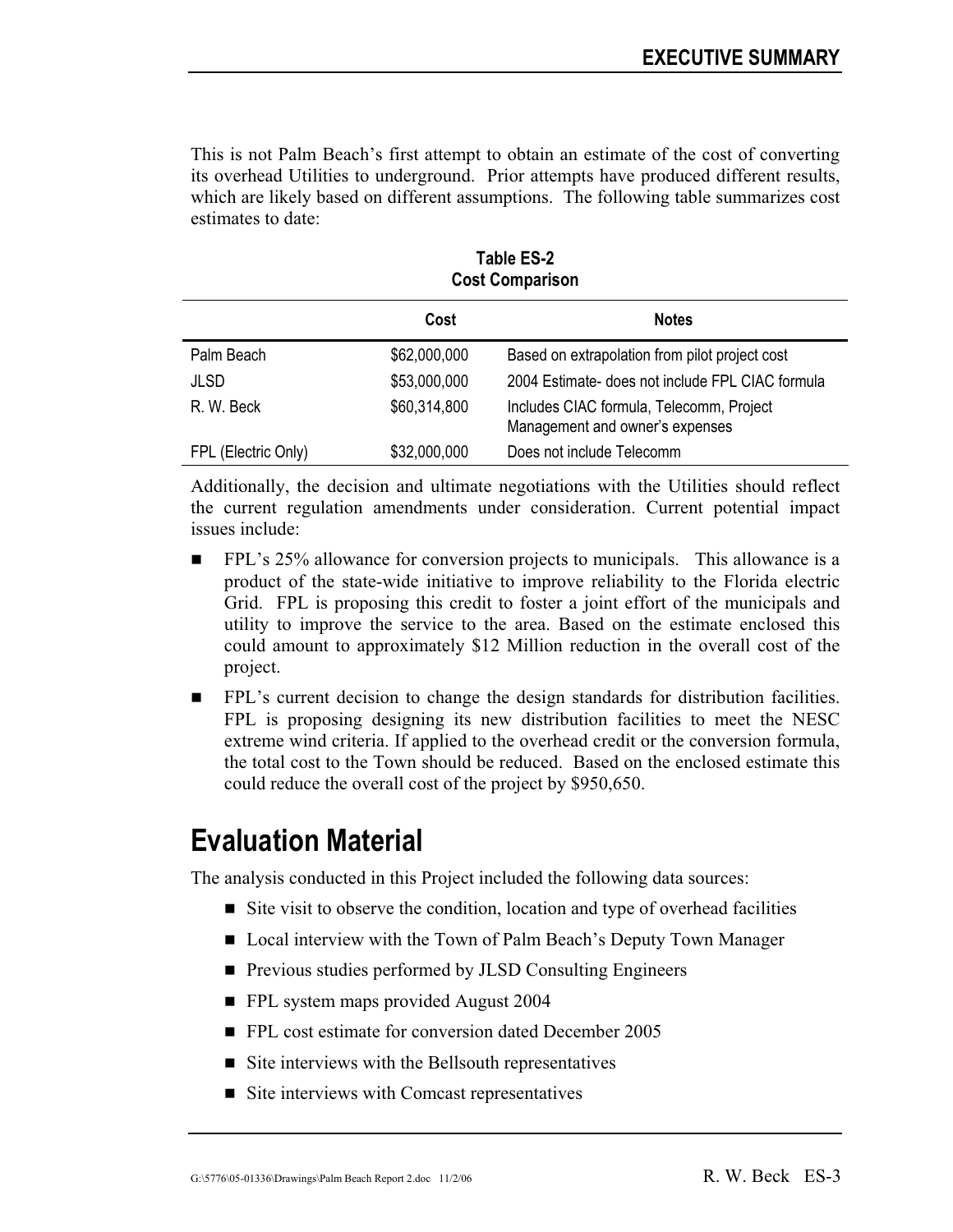This is not Palm Beach's first attempt to obtain an estimate of the cost of converting its overhead Utilities to underground. Prior attempts have produced different results, which are likely based on different assumptions. The following table summarizes cost estimates to date:

**Table ES-2**
**Cost Comparison**

| | Cost | Notes |
|---|---|---|
| Palm Beach | $62,000,000 | Based on extrapolation from pilot project cost |
| JLSD | $53,000,000 | 2004 Estimate- does not include FPL CIAC formula |
| R. W. Beck | $60,314,800 | Includes CIAC formula, Telecomm, Project Management and owner's expenses |
| FPL (Electric Only) | $32,000,000 | Does not include Telecomm |

Additionally, the decision and ultimate negotiations with the Utilities should reflect the current regulation amendments under consideration. Current potential impact issues include:

- FPL's 25% allowance for conversion projects to municipals. This allowance is a product of the state-wide initiative to improve reliability to the Florida electric Grid. FPL is proposing this credit to foster a joint effort of the municipals and utility to improve the service to the area. Based on the estimate enclosed this could amount to approximately $12 Million reduction in the overall cost of the project.
- FPL's current decision to change the design standards for distribution facilities. FPL is proposing designing its new distribution facilities to meet the NESC extreme wind criteria. If applied to the overhead credit or the conversion formula, the total cost to the Town should be reduced. Based on the enclosed estimate this could reduce the overall cost of the project by $950,650.

# Evaluation Material

The analysis conducted in this Project included the following data sources:

- Site visit to observe the condition, location and type of overhead facilities
- Local interview with the Town of Palm Beach's Deputy Town Manager
- Previous studies performed by JLSD Consulting Engineers
- FPL system maps provided August 2004
- FPL cost estimate for conversion dated December 2005
- Site interviews with the Bellsouth representatives
- Site interviews with Comcast representatives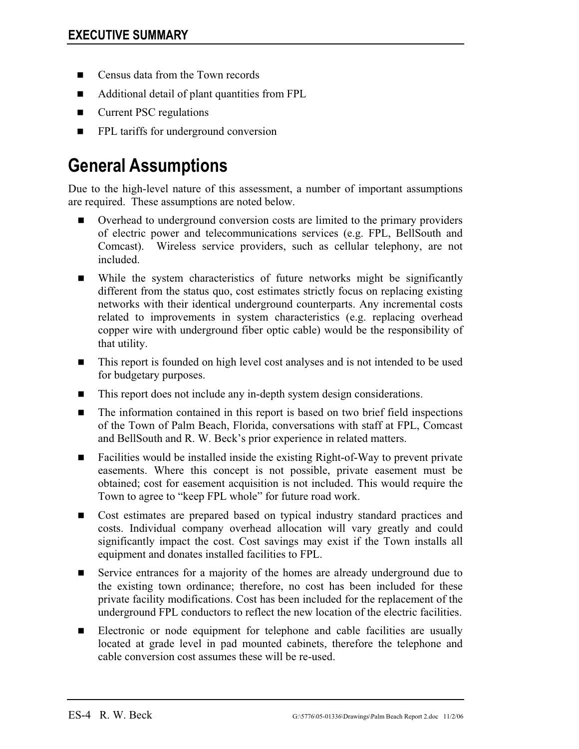- Census data from the Town records
- Additional detail of plant quantities from FPL
- Current PSC regulations
- FPL tariffs for underground conversion

# General Assumptions

Due to the high-level nature of this assessment, a number of important assumptions are required. These assumptions are noted below.

- Overhead to underground conversion costs are limited to the primary providers of electric power and telecommunications services (e.g. FPL, BellSouth and Comcast). Wireless service providers, such as cellular telephony, are not included.
- While the system characteristics of future networks might be significantly different from the status quo, cost estimates strictly focus on replacing existing networks with their identical underground counterparts. Any incremental costs related to improvements in system characteristics (e.g. replacing overhead copper wire with underground fiber optic cable) would be the responsibility of that utility.
- This report is founded on high level cost analyses and is not intended to be used for budgetary purposes.
- This report does not include any in-depth system design considerations.
- The information contained in this report is based on two brief field inspections of the Town of Palm Beach, Florida, conversations with staff at FPL, Comcast and BellSouth and R. W. Beck's prior experience in related matters.
- Facilities would be installed inside the existing Right-of-Way to prevent private easements. Where this concept is not possible, private easement must be obtained; cost for easement acquisition is not included. This would require the Town to agree to "keep FPL whole" for future road work.
- Cost estimates are prepared based on typical industry standard practices and costs. Individual company overhead allocation will vary greatly and could significantly impact the cost. Cost savings may exist if the Town installs all equipment and donates installed facilities to FPL.
- Service entrances for a majority of the homes are already underground due to the existing town ordinance; therefore, no cost has been included for these private facility modifications. Cost has been included for the replacement of the underground FPL conductors to reflect the new location of the electric facilities.
- Electronic or node equipment for telephone and cable facilities are usually located at grade level in pad mounted cabinets, therefore the telephone and cable conversion cost assumes these will be re-used.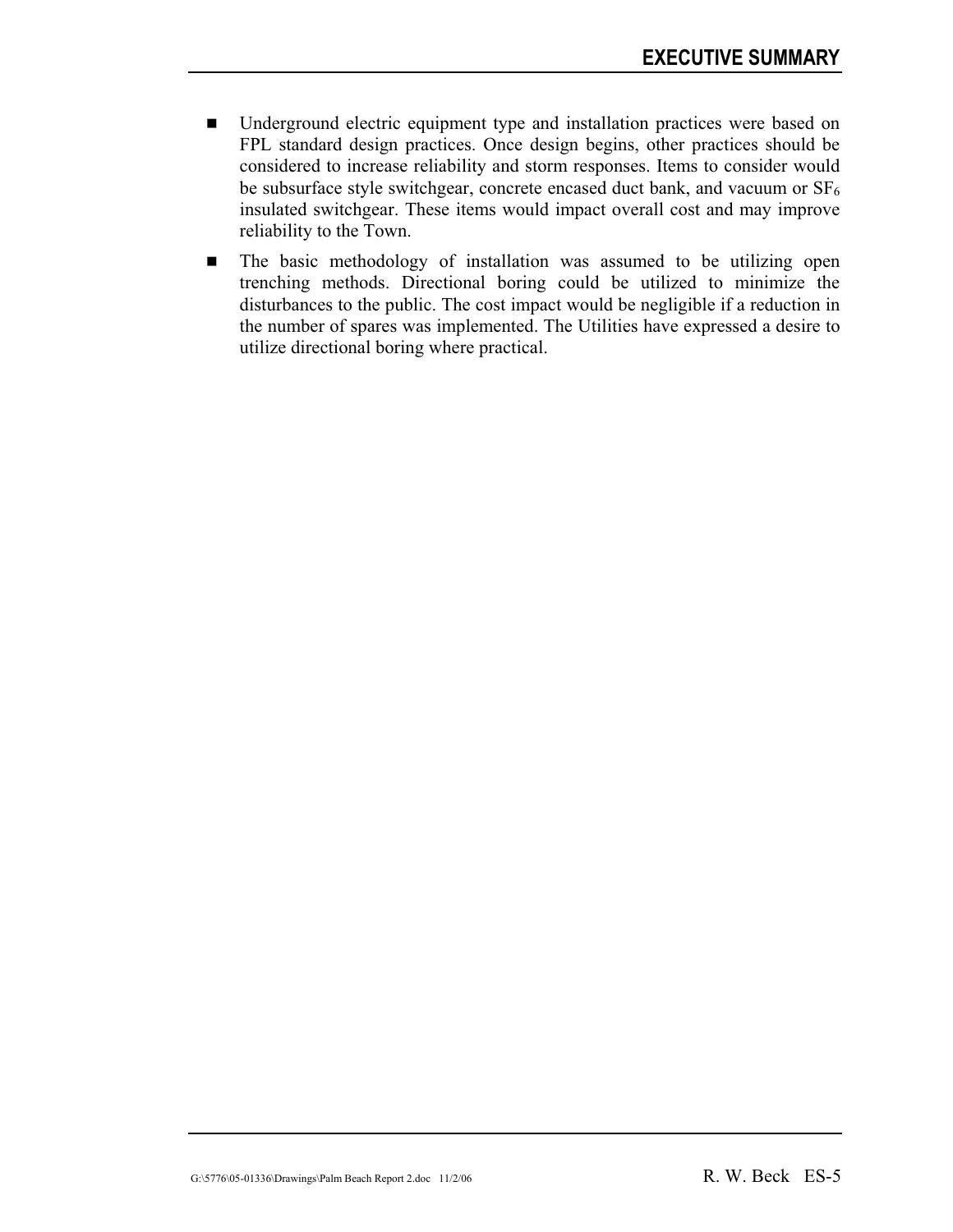- Underground electric equipment type and installation practices were based on FPL standard design practices. Once design begins, other practices should be considered to increase reliability and storm responses. Items to consider would be subsurface style switchgear, concrete encased duct bank, and vacuum or $SF_6$ insulated switchgear. These items would impact overall cost and may improve reliability to the Town.
- The basic methodology of installation was assumed to be utilizing open trenching methods. Directional boring could be utilized to minimize the disturbances to the public. The cost impact would be negligible if a reduction in the number of spares was implemented. The Utilities have expressed a desire to utilize directional boring where practical.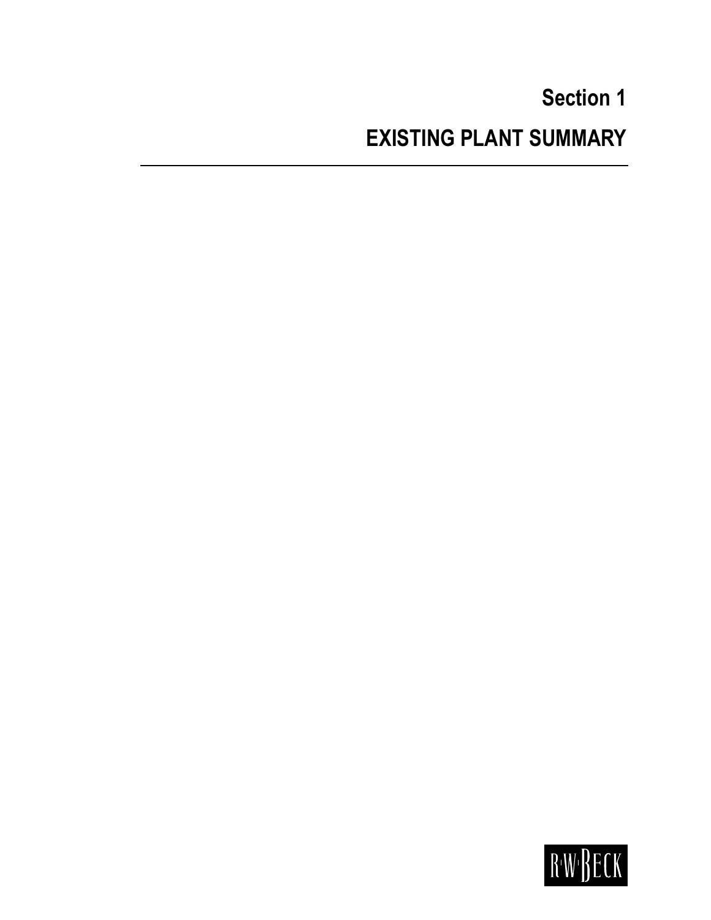# Section 1

# EXISTING PLANT SUMMARY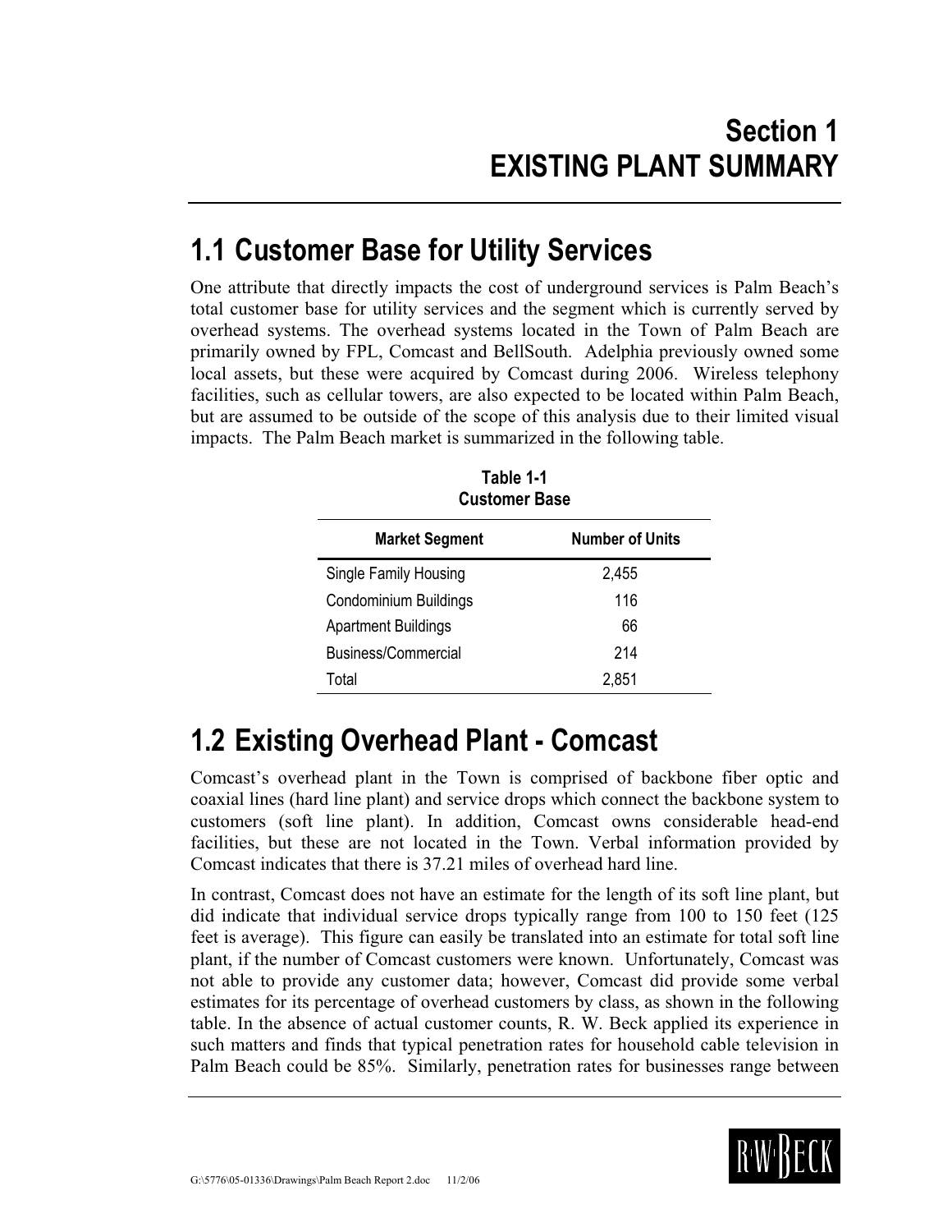# Section 1
# EXISTING PLANT SUMMARY

## 1.1 Customer Base for Utility Services

One attribute that directly impacts the cost of underground services is Palm Beach's total customer base for utility services and the segment which is currently served by overhead systems. The overhead systems located in the Town of Palm Beach are primarily owned by FPL, Comcast and BellSouth. Adelphia previously owned some local assets, but these were acquired by Comcast during 2006. Wireless telephony facilities, such as cellular towers, are also expected to be located within Palm Beach, but are assumed to be outside of the scope of this analysis due to their limited visual impacts. The Palm Beach market is summarized in the following table.

**Table 1-1**
**Customer Base**

| Market Segment | Number of Units |
|---|---|
| Single Family Housing | 2,455 |
| Condominium Buildings | 116 |
| Apartment Buildings | 66 |
| Business/Commercial | 214 |
| Total | 2,851 |

## 1.2 Existing Overhead Plant - Comcast

Comcast's overhead plant in the Town is comprised of backbone fiber optic and coaxial lines (hard line plant) and service drops which connect the backbone system to customers (soft line plant). In addition, Comcast owns considerable head-end facilities, but these are not located in the Town. Verbal information provided by Comcast indicates that there is 37.21 miles of overhead hard line.

In contrast, Comcast does not have an estimate for the length of its soft line plant, but did indicate that individual service drops typically range from 100 to 150 feet (125 feet is average). This figure can easily be translated into an estimate for total soft line plant, if the number of Comcast customers were known. Unfortunately, Comcast was not able to provide any customer data; however, Comcast did provide some verbal estimates for its percentage of overhead customers by class, as shown in the following table. In the absence of actual customer counts, R. W. Beck applied its experience in such matters and finds that typical penetration rates for household cable television in Palm Beach could be 85%. Similarly, penetration rates for businesses range between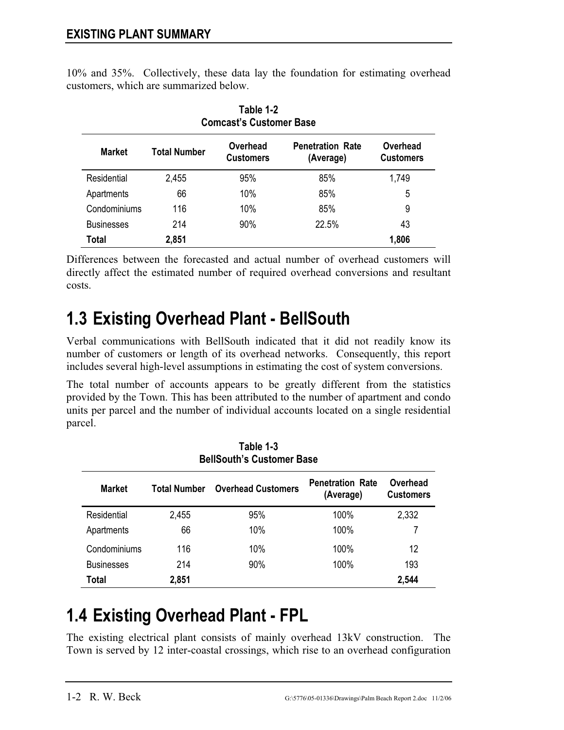10% and 35%. Collectively, these data lay the foundation for estimating overhead customers, which are summarized below.

**Table 1-2**
**Comcast's Customer Base**

| Market | Total Number | Overhead Customers | Penetration Rate (Average) | Overhead Customers |
|---|---|---|---|---|
| Residential | 2,455 | 95% | 85% | 1,749 |
| Apartments | 66 | 10% | 85% | 5 |
| Condominiums | 116 | 10% | 85% | 9 |
| Businesses | 214 | 90% | 22.5% | 43 |
| **Total** | **2,851** | | | **1,806** |

Differences between the forecasted and actual number of overhead customers will directly affect the estimated number of required overhead conversions and resultant costs.

# 1.3 Existing Overhead Plant - BellSouth

Verbal communications with BellSouth indicated that it did not readily know its number of customers or length of its overhead networks. Consequently, this report includes several high-level assumptions in estimating the cost of system conversions.

The total number of accounts appears to be greatly different from the statistics provided by the Town. This has been attributed to the number of apartment and condo units per parcel and the number of individual accounts located on a single residential parcel.

**Table 1-3**
**BellSouth's Customer Base**

| Market | Total Number | Overhead Customers | Penetration Rate (Average) | Overhead Customers |
|---|---|---|---|---|
| Residential | 2,455 | 95% | 100% | 2,332 |
| Apartments | 66 | 10% | 100% | 7 |
| Condominiums | 116 | 10% | 100% | 12 |
| Businesses | 214 | 90% | 100% | 193 |
| **Total** | **2,851** | | | **2,544** |

# 1.4 Existing Overhead Plant - FPL

The existing electrical plant consists of mainly overhead 13kV construction. The Town is served by 12 inter-coastal crossings, which rise to an overhead configuration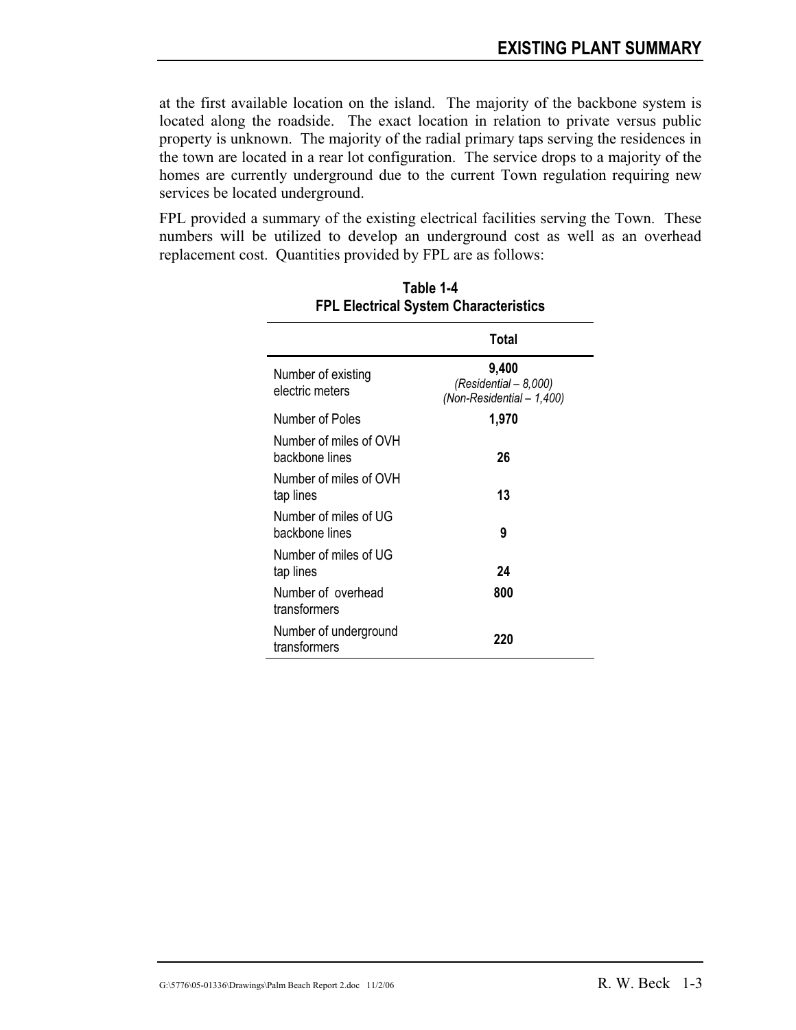at the first available location on the island. The majority of the backbone system is located along the roadside. The exact location in relation to private versus public property is unknown. The majority of the radial primary taps serving the residences in the town are located in a rear lot configuration. The service drops to a majority of the homes are currently underground due to the current Town regulation requiring new services be located underground.

FPL provided a summary of the existing electrical facilities serving the Town. These numbers will be utilized to develop an underground cost as well as an overhead replacement cost. Quantities provided by FPL are as follows:

**Table 1-4**
**FPL Electrical System Characteristics**

| | Total |
|---|---|
| Number of existing electric meters | **9,400** *(Residential – 8,000)* *(Non-Residential – 1,400)* |
| Number of Poles | **1,970** |
| Number of miles of OVH backbone lines | **26** |
| Number of miles of OVH tap lines | **13** |
| Number of miles of UG backbone lines | **9** |
| Number of miles of UG tap lines | **24** |
| Number of overhead transformers | **800** |
| Number of underground transformers | **220** |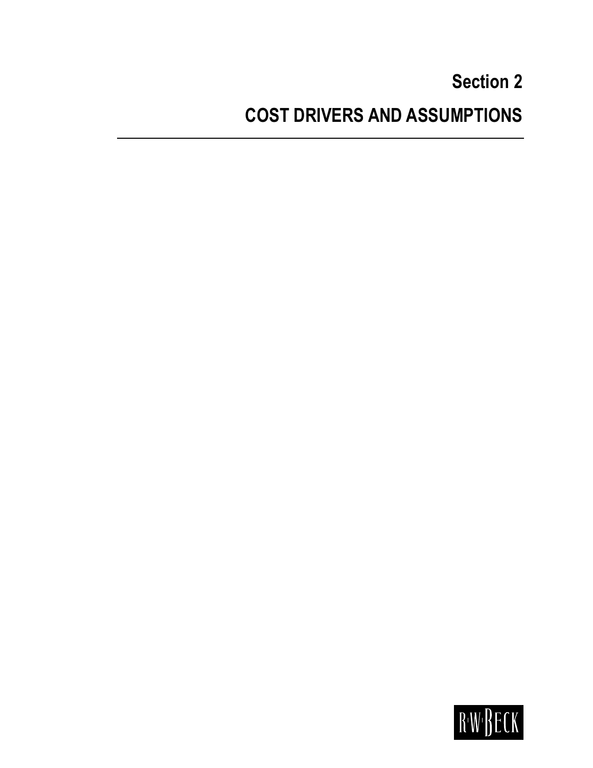# Section 2

# COST DRIVERS AND ASSUMPTIONS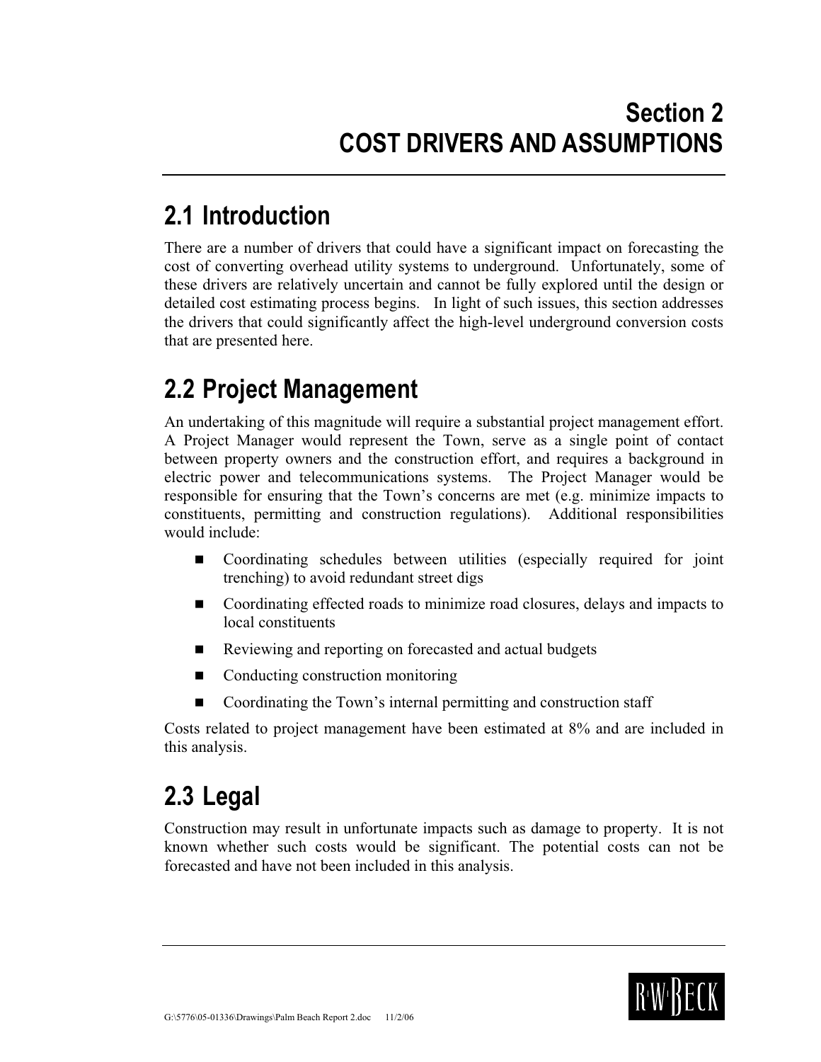# Section 2
# COST DRIVERS AND ASSUMPTIONS

## 2.1 Introduction

There are a number of drivers that could have a significant impact on forecasting the cost of converting overhead utility systems to underground. Unfortunately, some of these drivers are relatively uncertain and cannot be fully explored until the design or detailed cost estimating process begins. In light of such issues, this section addresses the drivers that could significantly affect the high-level underground conversion costs that are presented here.

## 2.2 Project Management

An undertaking of this magnitude will require a substantial project management effort. A Project Manager would represent the Town, serve as a single point of contact between property owners and the construction effort, and requires a background in electric power and telecommunications systems. The Project Manager would be responsible for ensuring that the Town's concerns are met (e.g. minimize impacts to constituents, permitting and construction regulations). Additional responsibilities would include:

- Coordinating schedules between utilities (especially required for joint trenching) to avoid redundant street digs
- Coordinating effected roads to minimize road closures, delays and impacts to local constituents
- Reviewing and reporting on forecasted and actual budgets
- Conducting construction monitoring
- Coordinating the Town's internal permitting and construction staff

Costs related to project management have been estimated at 8% and are included in this analysis.

## 2.3 Legal

Construction may result in unfortunate impacts such as damage to property. It is not known whether such costs would be significant. The potential costs can not be forecasted and have not been included in this analysis.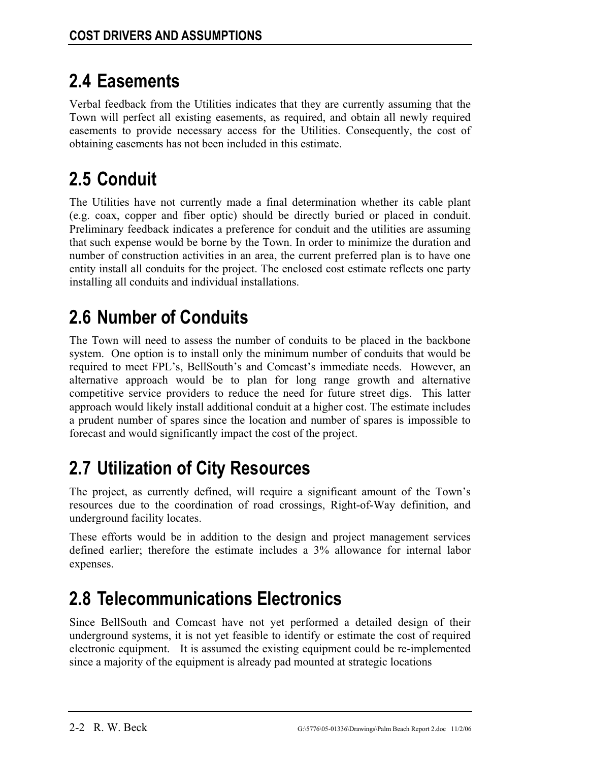## 2.4 Easements

Verbal feedback from the Utilities indicates that they are currently assuming that the Town will perfect all existing easements, as required, and obtain all newly required easements to provide necessary access for the Utilities. Consequently, the cost of obtaining easements has not been included in this estimate.

## 2.5 Conduit

The Utilities have not currently made a final determination whether its cable plant (e.g. coax, copper and fiber optic) should be directly buried or placed in conduit. Preliminary feedback indicates a preference for conduit and the utilities are assuming that such expense would be borne by the Town. In order to minimize the duration and number of construction activities in an area, the current preferred plan is to have one entity install all conduits for the project. The enclosed cost estimate reflects one party installing all conduits and individual installations.

## 2.6 Number of Conduits

The Town will need to assess the number of conduits to be placed in the backbone system. One option is to install only the minimum number of conduits that would be required to meet FPL's, BellSouth's and Comcast's immediate needs. However, an alternative approach would be to plan for long range growth and alternative competitive service providers to reduce the need for future street digs. This latter approach would likely install additional conduit at a higher cost. The estimate includes a prudent number of spares since the location and number of spares is impossible to forecast and would significantly impact the cost of the project.

## 2.7 Utilization of City Resources

The project, as currently defined, will require a significant amount of the Town's resources due to the coordination of road crossings, Right-of-Way definition, and underground facility locates.

These efforts would be in addition to the design and project management services defined earlier; therefore the estimate includes a 3% allowance for internal labor expenses.

## 2.8 Telecommunications Electronics

Since BellSouth and Comcast have not yet performed a detailed design of their underground systems, it is not yet feasible to identify or estimate the cost of required electronic equipment. It is assumed the existing equipment could be re-implemented since a majority of the equipment is already pad mounted at strategic locations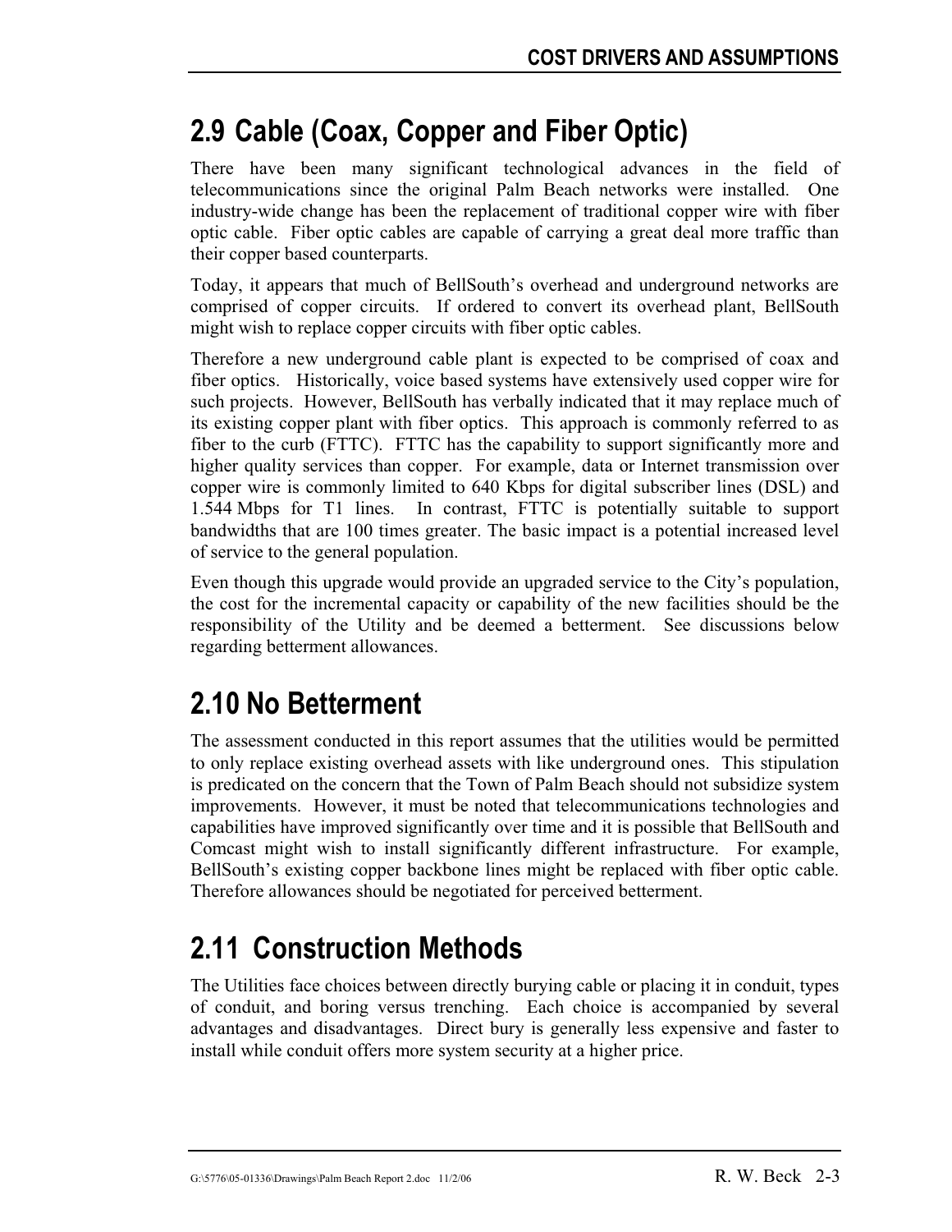## 2.9 Cable (Coax, Copper and Fiber Optic)

There have been many significant technological advances in the field of telecommunications since the original Palm Beach networks were installed. One industry-wide change has been the replacement of traditional copper wire with fiber optic cable. Fiber optic cables are capable of carrying a great deal more traffic than their copper based counterparts.

Today, it appears that much of BellSouth's overhead and underground networks are comprised of copper circuits. If ordered to convert its overhead plant, BellSouth might wish to replace copper circuits with fiber optic cables.

Therefore a new underground cable plant is expected to be comprised of coax and fiber optics. Historically, voice based systems have extensively used copper wire for such projects. However, BellSouth has verbally indicated that it may replace much of its existing copper plant with fiber optics. This approach is commonly referred to as fiber to the curb (FTTC). FTTC has the capability to support significantly more and higher quality services than copper. For example, data or Internet transmission over copper wire is commonly limited to 640 Kbps for digital subscriber lines (DSL) and 1.544 Mbps for T1 lines. In contrast, FTTC is potentially suitable to support bandwidths that are 100 times greater. The basic impact is a potential increased level of service to the general population.

Even though this upgrade would provide an upgraded service to the City's population, the cost for the incremental capacity or capability of the new facilities should be the responsibility of the Utility and be deemed a betterment. See discussions below regarding betterment allowances.

## 2.10 No Betterment

The assessment conducted in this report assumes that the utilities would be permitted to only replace existing overhead assets with like underground ones. This stipulation is predicated on the concern that the Town of Palm Beach should not subsidize system improvements. However, it must be noted that telecommunications technologies and capabilities have improved significantly over time and it is possible that BellSouth and Comcast might wish to install significantly different infrastructure. For example, BellSouth's existing copper backbone lines might be replaced with fiber optic cable. Therefore allowances should be negotiated for perceived betterment.

## 2.11 Construction Methods

The Utilities face choices between directly burying cable or placing it in conduit, types of conduit, and boring versus trenching. Each choice is accompanied by several advantages and disadvantages. Direct bury is generally less expensive and faster to install while conduit offers more system security at a higher price.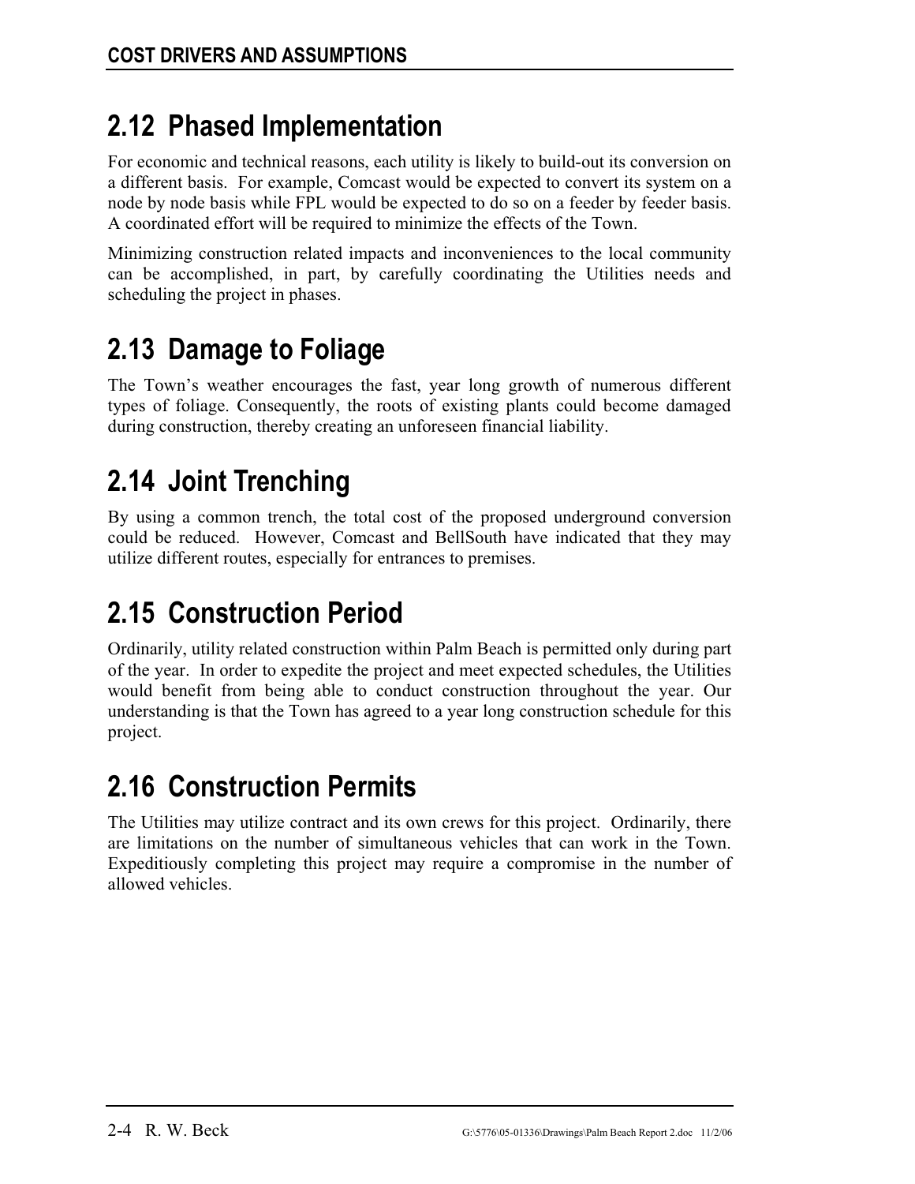## 2.12 Phased Implementation

For economic and technical reasons, each utility is likely to build-out its conversion on a different basis. For example, Comcast would be expected to convert its system on a node by node basis while FPL would be expected to do so on a feeder by feeder basis. A coordinated effort will be required to minimize the effects of the Town.

Minimizing construction related impacts and inconveniences to the local community can be accomplished, in part, by carefully coordinating the Utilities needs and scheduling the project in phases.

## 2.13 Damage to Foliage

The Town's weather encourages the fast, year long growth of numerous different types of foliage. Consequently, the roots of existing plants could become damaged during construction, thereby creating an unforeseen financial liability.

## 2.14 Joint Trenching

By using a common trench, the total cost of the proposed underground conversion could be reduced. However, Comcast and BellSouth have indicated that they may utilize different routes, especially for entrances to premises.

## 2.15 Construction Period

Ordinarily, utility related construction within Palm Beach is permitted only during part of the year. In order to expedite the project and meet expected schedules, the Utilities would benefit from being able to conduct construction throughout the year. Our understanding is that the Town has agreed to a year long construction schedule for this project.

## 2.16 Construction Permits

The Utilities may utilize contract and its own crews for this project. Ordinarily, there are limitations on the number of simultaneous vehicles that can work in the Town. Expeditiously completing this project may require a compromise in the number of allowed vehicles.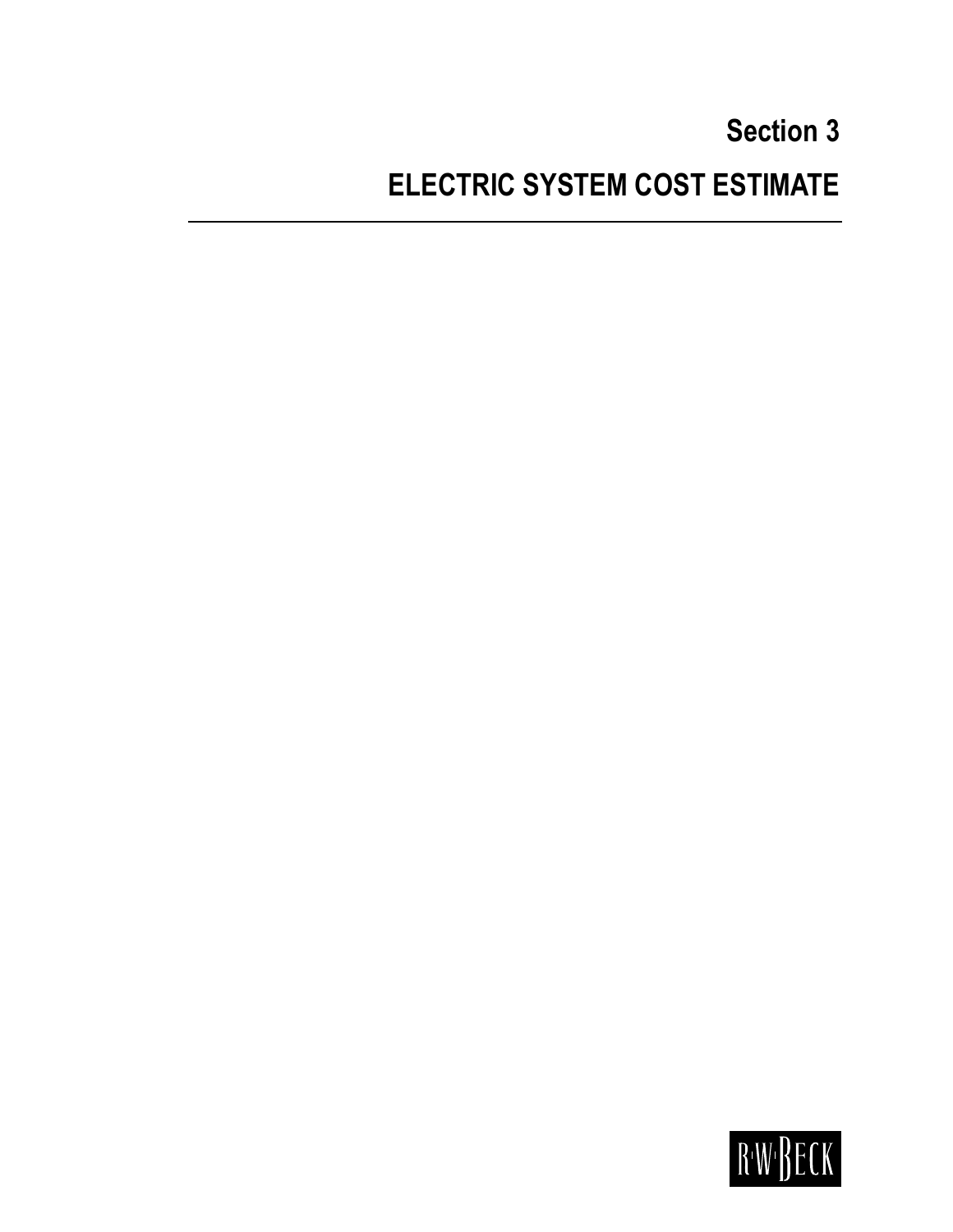# Section 3

# ELECTRIC SYSTEM COST ESTIMATE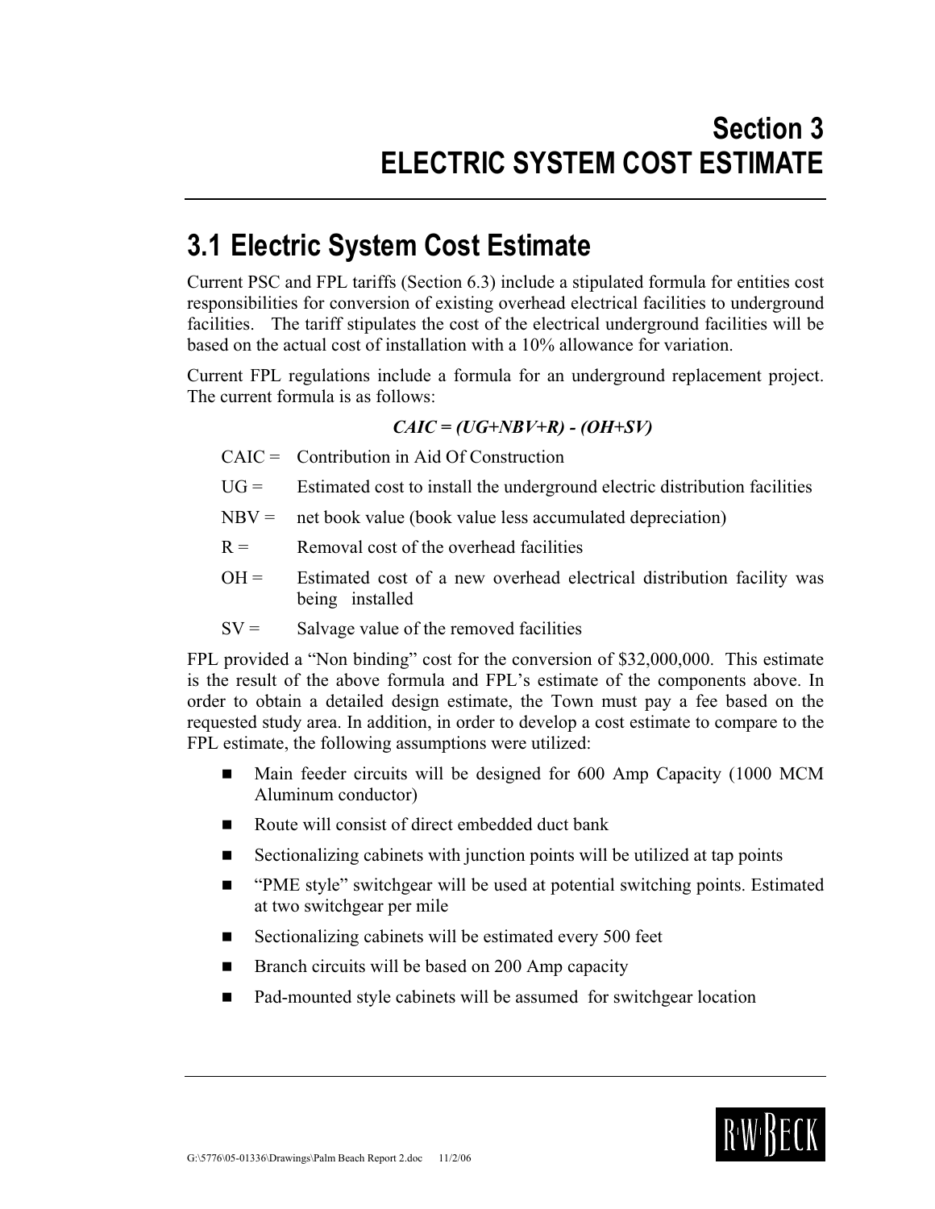# Section 3
# ELECTRIC SYSTEM COST ESTIMATE

## 3.1 Electric System Cost Estimate

Current PSC and FPL tariffs (Section 6.3) include a stipulated formula for entities cost responsibilities for conversion of existing overhead electrical facilities to underground facilities. The tariff stipulates the cost of the electrical underground facilities will be based on the actual cost of installation with a 10% allowance for variation.

Current FPL regulations include a formula for an underground replacement project. The current formula is as follows:

$$CAIC = (UG+NBV+R) - (OH+SV)$$

CAIC = Contribution in Aid Of Construction

UG = Estimated cost to install the underground electric distribution facilities

NBV = net book value (book value less accumulated depreciation)

R = Removal cost of the overhead facilities

OH = Estimated cost of a new overhead electrical distribution facility was being installed

SV = Salvage value of the removed facilities

FPL provided a "Non binding" cost for the conversion of $32,000,000. This estimate is the result of the above formula and FPL's estimate of the components above. In order to obtain a detailed design estimate, the Town must pay a fee based on the requested study area. In addition, in order to develop a cost estimate to compare to the FPL estimate, the following assumptions were utilized:

- Main feeder circuits will be designed for 600 Amp Capacity (1000 MCM Aluminum conductor)
- Route will consist of direct embedded duct bank
- Sectionalizing cabinets with junction points will be utilized at tap points
- "PME style" switchgear will be used at potential switching points. Estimated at two switchgear per mile
- Sectionalizing cabinets will be estimated every 500 feet
- Branch circuits will be based on 200 Amp capacity
- Pad-mounted style cabinets will be assumed for switchgear location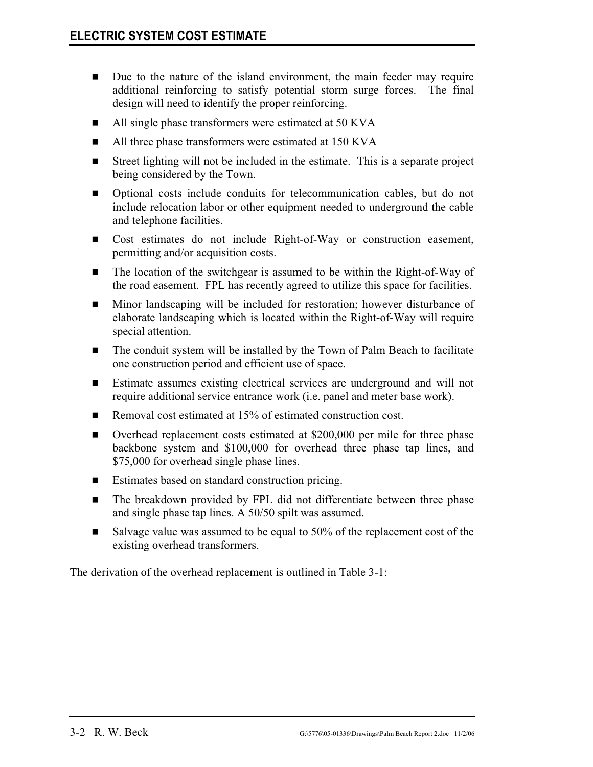- Due to the nature of the island environment, the main feeder may require additional reinforcing to satisfy potential storm surge forces. The final design will need to identify the proper reinforcing.
- All single phase transformers were estimated at 50 KVA
- All three phase transformers were estimated at 150 KVA
- Street lighting will not be included in the estimate. This is a separate project being considered by the Town.
- Optional costs include conduits for telecommunication cables, but do not include relocation labor or other equipment needed to underground the cable and telephone facilities.
- Cost estimates do not include Right-of-Way or construction easement, permitting and/or acquisition costs.
- The location of the switchgear is assumed to be within the Right-of-Way of the road easement. FPL has recently agreed to utilize this space for facilities.
- Minor landscaping will be included for restoration; however disturbance of elaborate landscaping which is located within the Right-of-Way will require special attention.
- The conduit system will be installed by the Town of Palm Beach to facilitate one construction period and efficient use of space.
- Estimate assumes existing electrical services are underground and will not require additional service entrance work (i.e. panel and meter base work).
- Removal cost estimated at 15% of estimated construction cost.
- Overhead replacement costs estimated at $200,000 per mile for three phase backbone system and $100,000 for overhead three phase tap lines, and $75,000 for overhead single phase lines.
- Estimates based on standard construction pricing.
- The breakdown provided by FPL did not differentiate between three phase and single phase tap lines. A 50/50 spilt was assumed.
- Salvage value was assumed to be equal to 50% of the replacement cost of the existing overhead transformers.

The derivation of the overhead replacement is outlined in Table 3-1: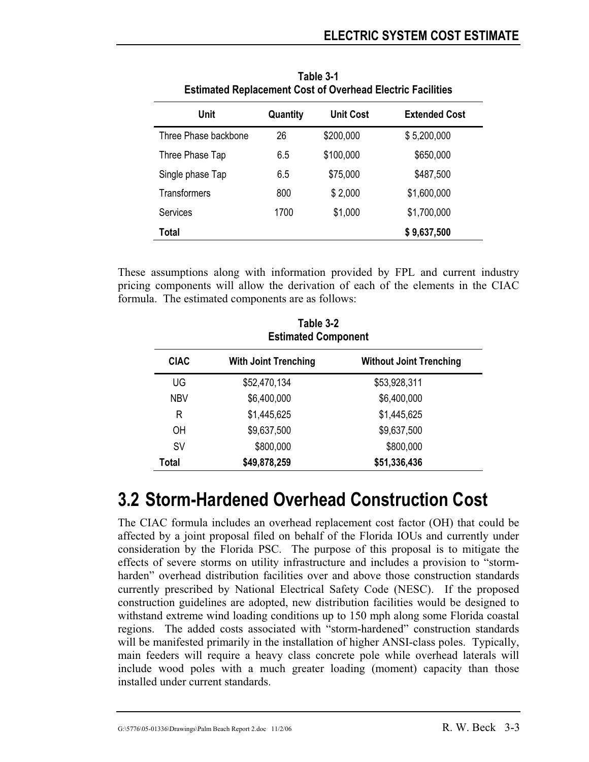**Table 3-1**
**Estimated Replacement Cost of Overhead Electric Facilities**

| Unit | Quantity | Unit Cost | Extended Cost |
|---|---|---|---|
| Three Phase backbone | 26 | $200,000 | $ 5,200,000 |
| Three Phase Tap | 6.5 | $100,000 | $650,000 |
| Single phase Tap | 6.5 | $75,000 | $487,500 |
| Transformers | 800 | $ 2,000 | $1,600,000 |
| Services | 1700 | $1,000 | $1,700,000 |
| **Total** | | | **$ 9,637,500** |

These assumptions along with information provided by FPL and current industry pricing components will allow the derivation of each of the elements in the CIAC formula. The estimated components are as follows:

**Table 3-2**
**Estimated Component**

| CIAC | With Joint Trenching | Without Joint Trenching |
|---|---|---|
| UG | $52,470,134 | $53,928,311 |
| NBV | $6,400,000 | $6,400,000 |
| R | $1,445,625 | $1,445,625 |
| OH | $9,637,500 | $9,637,500 |
| SV | $800,000 | $800,000 |
| **Total** | **$49,878,259** | **$51,336,436** |

## 3.2 Storm-Hardened Overhead Construction Cost

The CIAC formula includes an overhead replacement cost factor (OH) that could be affected by a joint proposal filed on behalf of the Florida IOUs and currently under consideration by the Florida PSC. The purpose of this proposal is to mitigate the effects of severe storms on utility infrastructure and includes a provision to "storm-harden" overhead distribution facilities over and above those construction standards currently prescribed by National Electrical Safety Code (NESC). If the proposed construction guidelines are adopted, new distribution facilities would be designed to withstand extreme wind loading conditions up to 150 mph along some Florida coastal regions. The added costs associated with "storm-hardened" construction standards will be manifested primarily in the installation of higher ANSI-class poles. Typically, main feeders will require a heavy class concrete pole while overhead laterals will include wood poles with a much greater loading (moment) capacity than those installed under current standards.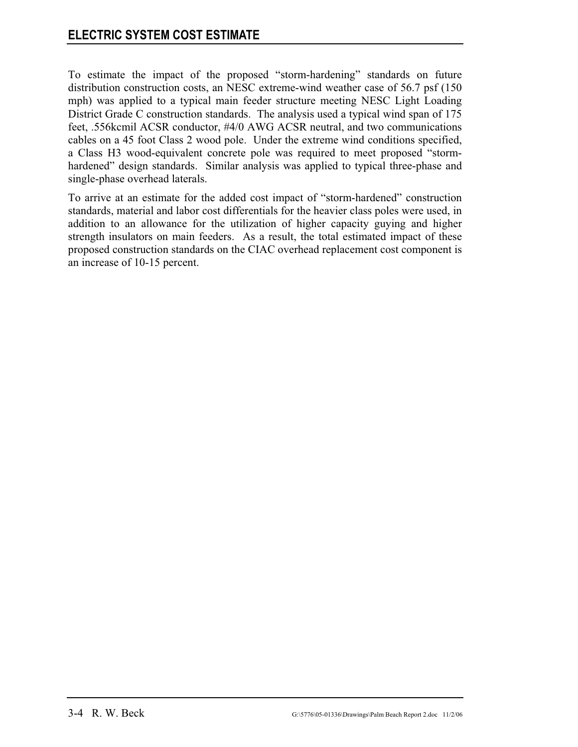To estimate the impact of the proposed "storm-hardening" standards on future distribution construction costs, an NESC extreme-wind weather case of 56.7 psf (150 mph) was applied to a typical main feeder structure meeting NESC Light Loading District Grade C construction standards. The analysis used a typical wind span of 175 feet, .556kcmil ACSR conductor, #4/0 AWG ACSR neutral, and two communications cables on a 45 foot Class 2 wood pole. Under the extreme wind conditions specified, a Class H3 wood-equivalent concrete pole was required to meet proposed "storm-hardened" design standards. Similar analysis was applied to typical three-phase and single-phase overhead laterals.

To arrive at an estimate for the added cost impact of "storm-hardened" construction standards, material and labor cost differentials for the heavier class poles were used, in addition to an allowance for the utilization of higher capacity guying and higher strength insulators on main feeders. As a result, the total estimated impact of these proposed construction standards on the CIAC overhead replacement cost component is an increase of 10-15 percent.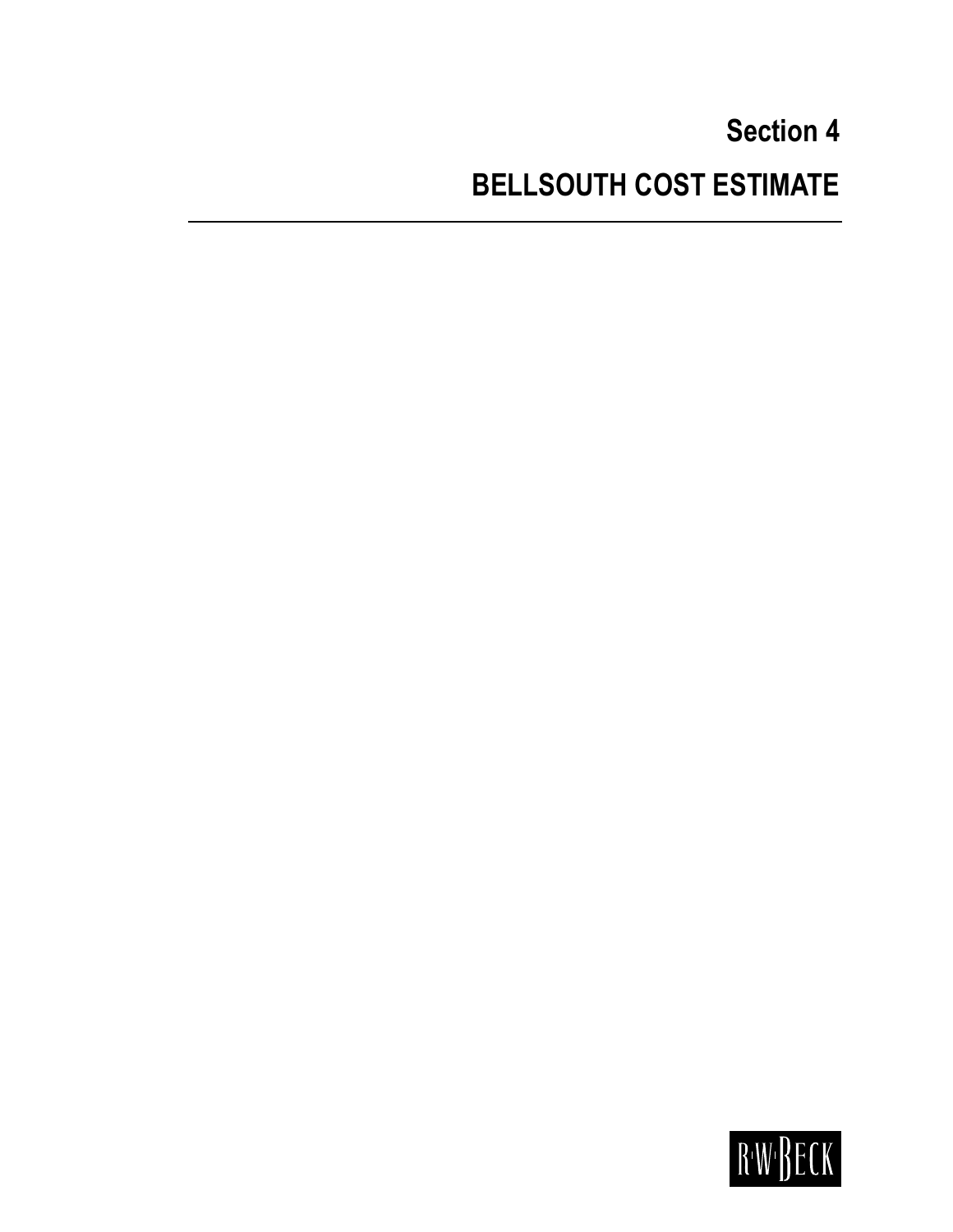# Section 4

# BELLSOUTH COST ESTIMATE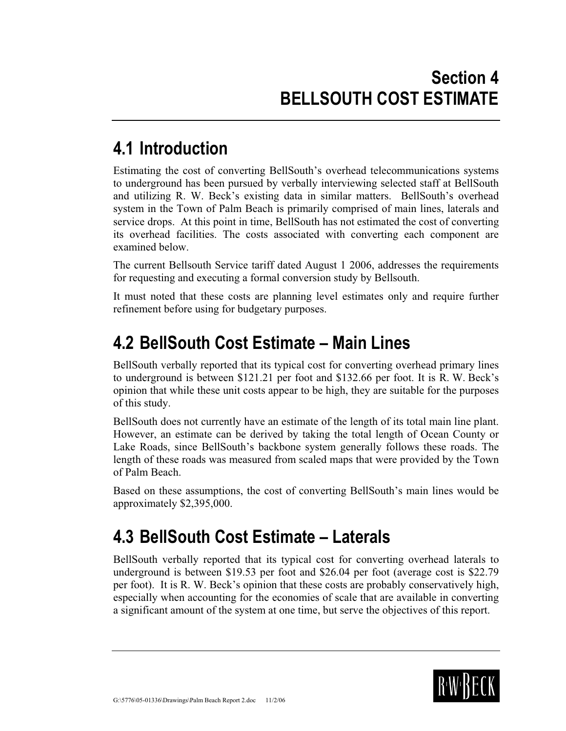# Section 4
# BELLSOUTH COST ESTIMATE

## 4.1 Introduction

Estimating the cost of converting BellSouth's overhead telecommunications systems to underground has been pursued by verbally interviewing selected staff at BellSouth and utilizing R. W. Beck's existing data in similar matters. BellSouth's overhead system in the Town of Palm Beach is primarily comprised of main lines, laterals and service drops. At this point in time, BellSouth has not estimated the cost of converting its overhead facilities. The costs associated with converting each component are examined below.

The current Bellsouth Service tariff dated August 1 2006, addresses the requirements for requesting and executing a formal conversion study by Bellsouth.

It must noted that these costs are planning level estimates only and require further refinement before using for budgetary purposes.

## 4.2 BellSouth Cost Estimate – Main Lines

BellSouth verbally reported that its typical cost for converting overhead primary lines to underground is between $121.21 per foot and $132.66 per foot. It is R. W. Beck's opinion that while these unit costs appear to be high, they are suitable for the purposes of this study.

BellSouth does not currently have an estimate of the length of its total main line plant. However, an estimate can be derived by taking the total length of Ocean County or Lake Roads, since BellSouth's backbone system generally follows these roads. The length of these roads was measured from scaled maps that were provided by the Town of Palm Beach.

Based on these assumptions, the cost of converting BellSouth's main lines would be approximately $2,395,000.

## 4.3 BellSouth Cost Estimate – Laterals

BellSouth verbally reported that its typical cost for converting overhead laterals to underground is between $19.53 per foot and $26.04 per foot (average cost is $22.79 per foot). It is R. W. Beck's opinion that these costs are probably conservatively high, especially when accounting for the economies of scale that are available in converting a significant amount of the system at one time, but serve the objectives of this report.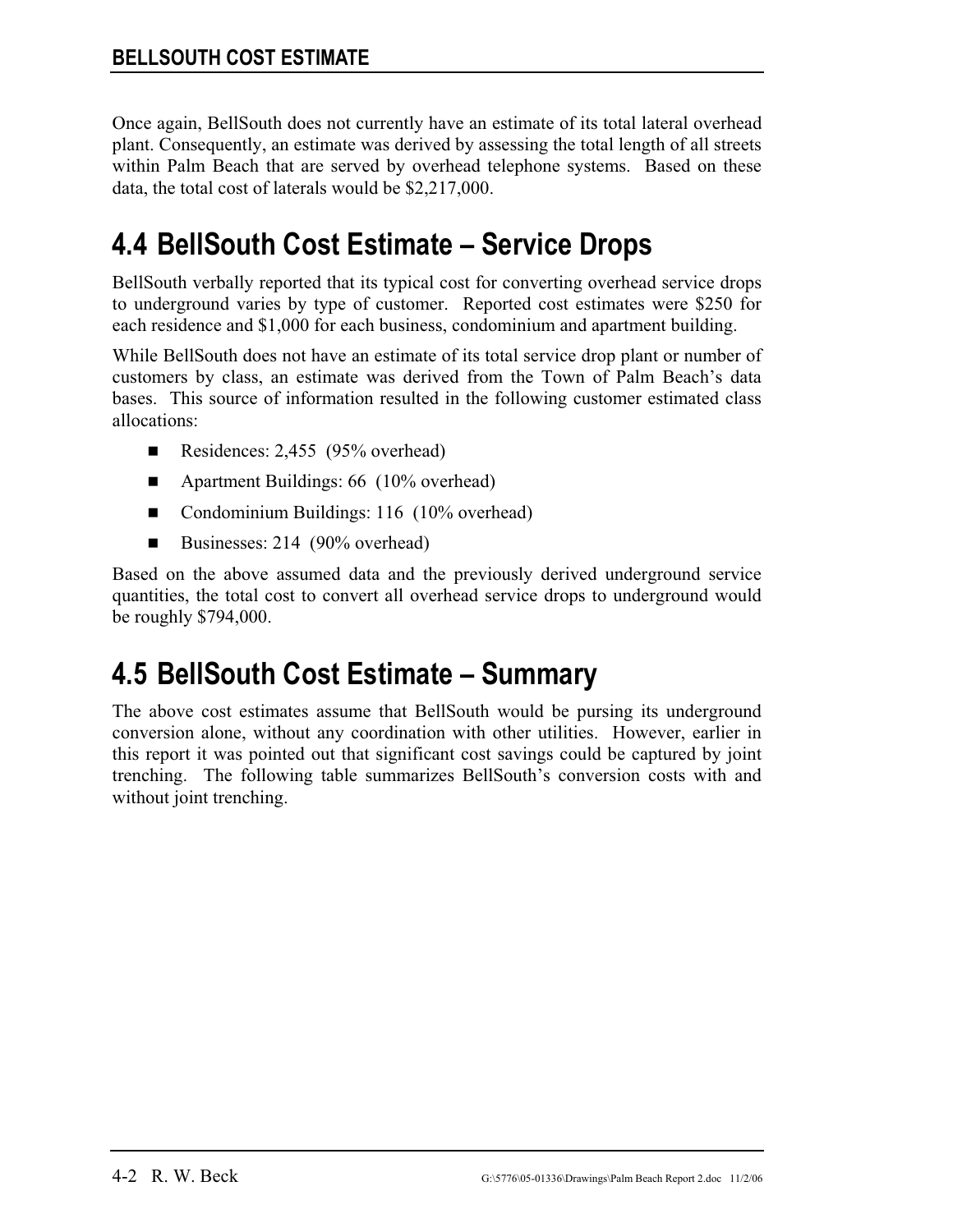Once again, BellSouth does not currently have an estimate of its total lateral overhead plant. Consequently, an estimate was derived by assessing the total length of all streets within Palm Beach that are served by overhead telephone systems. Based on these data, the total cost of laterals would be $2,217,000.

## 4.4 BellSouth Cost Estimate – Service Drops

BellSouth verbally reported that its typical cost for converting overhead service drops to underground varies by type of customer. Reported cost estimates were $250 for each residence and $1,000 for each business, condominium and apartment building.

While BellSouth does not have an estimate of its total service drop plant or number of customers by class, an estimate was derived from the Town of Palm Beach's data bases. This source of information resulted in the following customer estimated class allocations:

- Residences: 2,455 (95% overhead)
- Apartment Buildings: 66 (10% overhead)
- Condominium Buildings: 116 (10% overhead)
- Businesses: 214 (90% overhead)

Based on the above assumed data and the previously derived underground service quantities, the total cost to convert all overhead service drops to underground would be roughly $794,000.

## 4.5 BellSouth Cost Estimate – Summary

The above cost estimates assume that BellSouth would be pursing its underground conversion alone, without any coordination with other utilities. However, earlier in this report it was pointed out that significant cost savings could be captured by joint trenching. The following table summarizes BellSouth's conversion costs with and without joint trenching.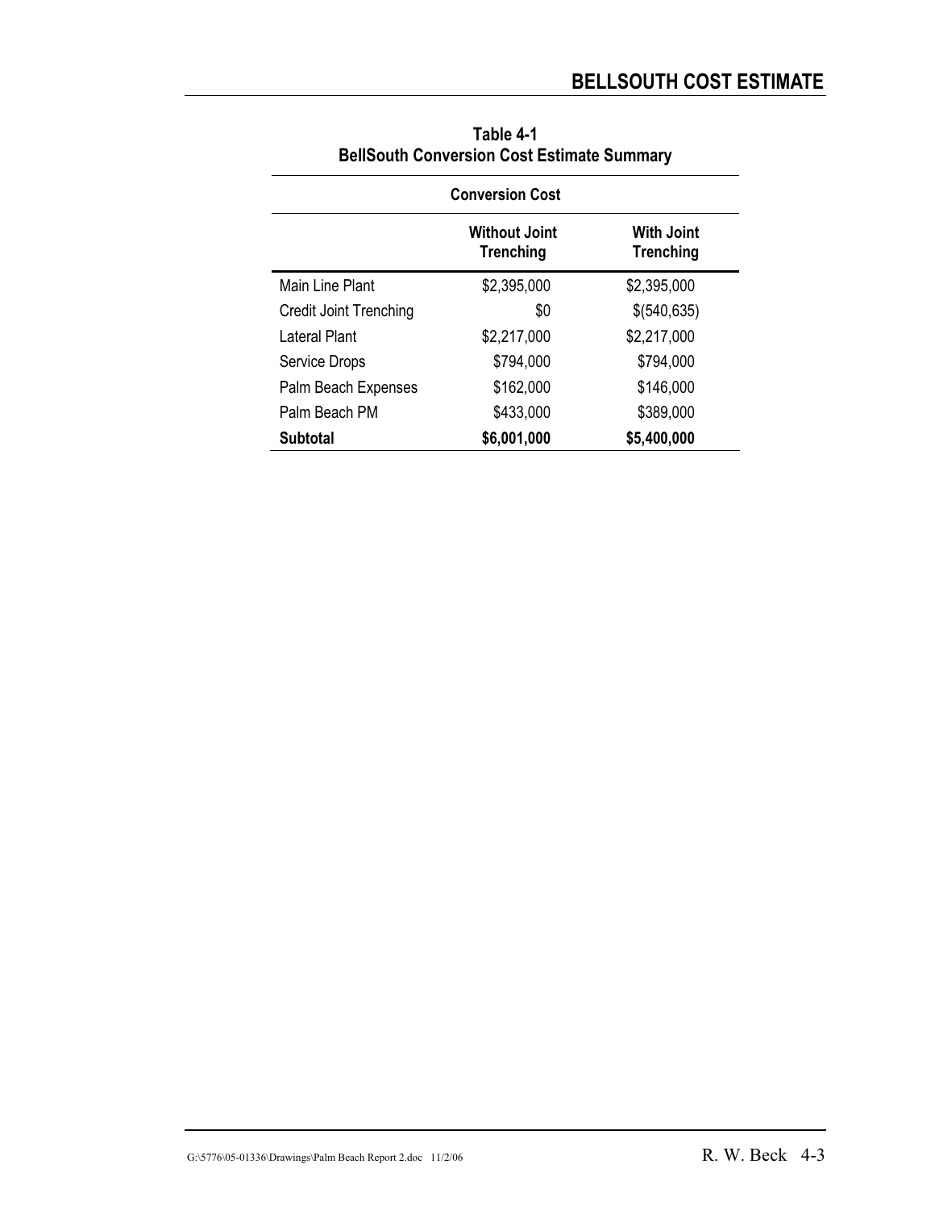**Table 4-1**
**BellSouth Conversion Cost Estimate Summary**

| | Conversion Cost | |
|---|---|---|
| | **Without Joint Trenching** | **With Joint Trenching** |
| Main Line Plant | $2,395,000 | $2,395,000 |
| Credit Joint Trenching | $0 | $(540,635) |
| Lateral Plant | $2,217,000 | $2,217,000 |
| Service Drops | $794,000 | $794,000 |
| Palm Beach Expenses | $162,000 | $146,000 |
| Palm Beach PM | $433,000 | $389,000 |
| **Subtotal** | **$6,001,000** | **$5,400,000** |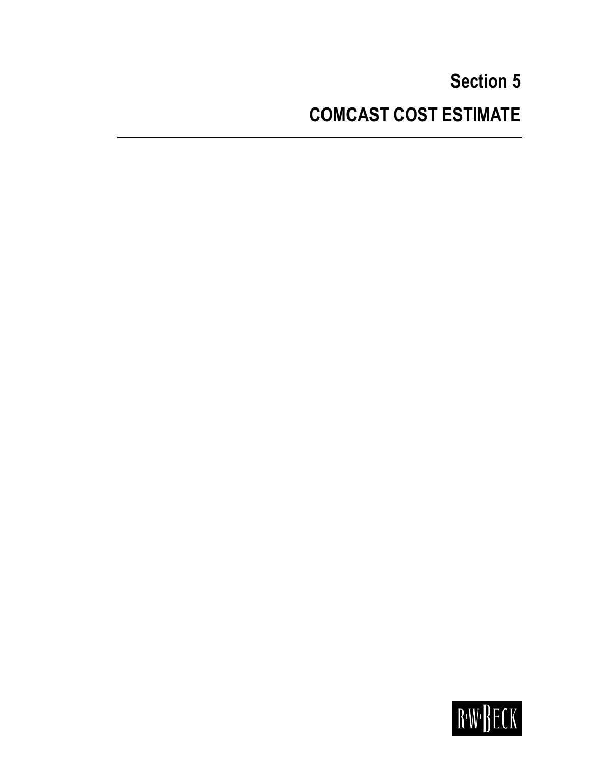# Section 5

# COMCAST COST ESTIMATE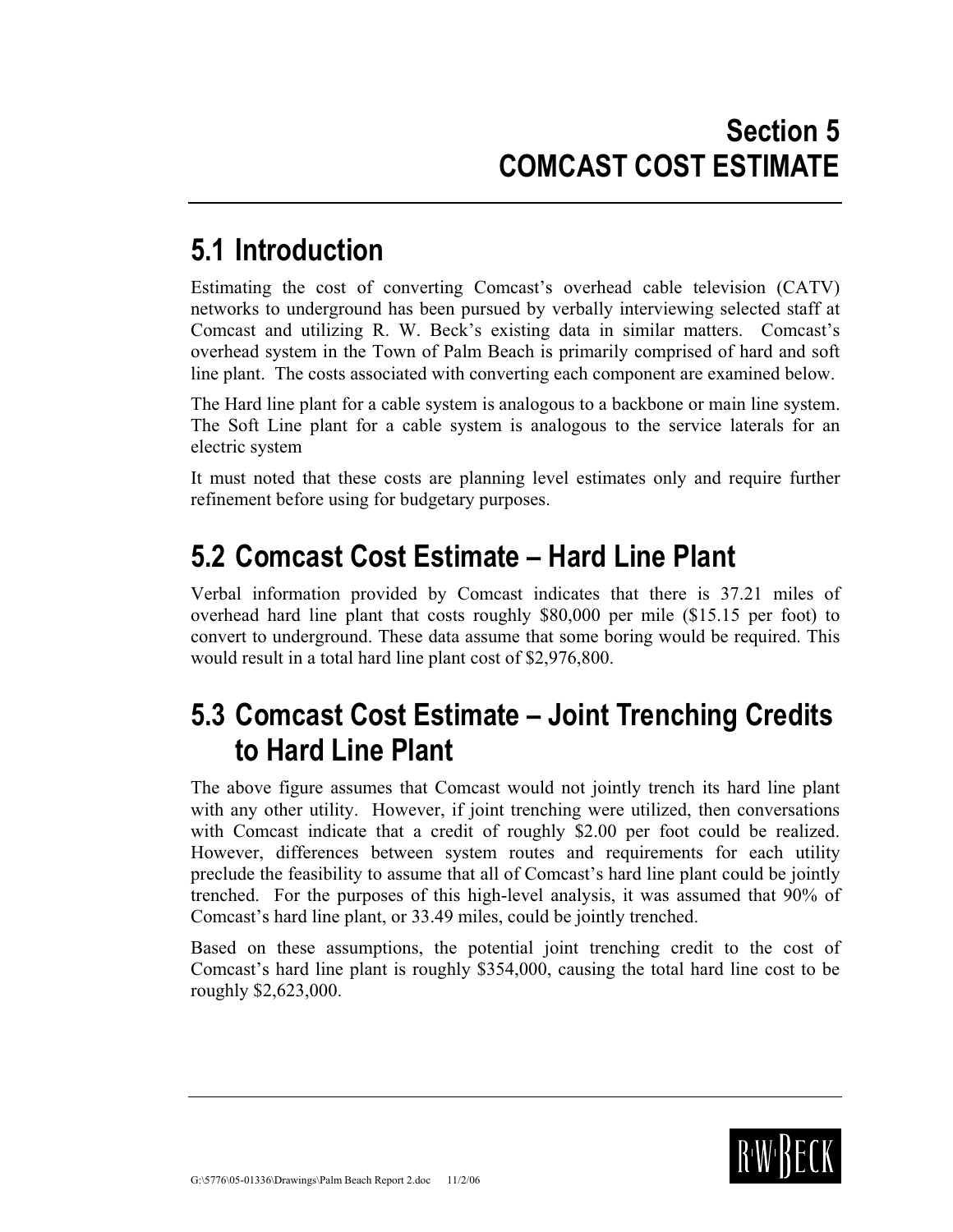# Section 5
# COMCAST COST ESTIMATE

## 5.1 Introduction

Estimating the cost of converting Comcast's overhead cable television (CATV) networks to underground has been pursued by verbally interviewing selected staff at Comcast and utilizing R. W. Beck's existing data in similar matters. Comcast's overhead system in the Town of Palm Beach is primarily comprised of hard and soft line plant. The costs associated with converting each component are examined below.

The Hard line plant for a cable system is analogous to a backbone or main line system. The Soft Line plant for a cable system is analogous to the service laterals for an electric system

It must noted that these costs are planning level estimates only and require further refinement before using for budgetary purposes.

## 5.2 Comcast Cost Estimate – Hard Line Plant

Verbal information provided by Comcast indicates that there is 37.21 miles of overhead hard line plant that costs roughly $80,000 per mile ($15.15 per foot) to convert to underground. These data assume that some boring would be required. This would result in a total hard line plant cost of $2,976,800.

## 5.3 Comcast Cost Estimate – Joint Trenching Credits to Hard Line Plant

The above figure assumes that Comcast would not jointly trench its hard line plant with any other utility. However, if joint trenching were utilized, then conversations with Comcast indicate that a credit of roughly $2.00 per foot could be realized. However, differences between system routes and requirements for each utility preclude the feasibility to assume that all of Comcast's hard line plant could be jointly trenched. For the purposes of this high-level analysis, it was assumed that 90% of Comcast's hard line plant, or 33.49 miles, could be jointly trenched.

Based on these assumptions, the potential joint trenching credit to the cost of Comcast's hard line plant is roughly $354,000, causing the total hard line cost to be roughly $2,623,000.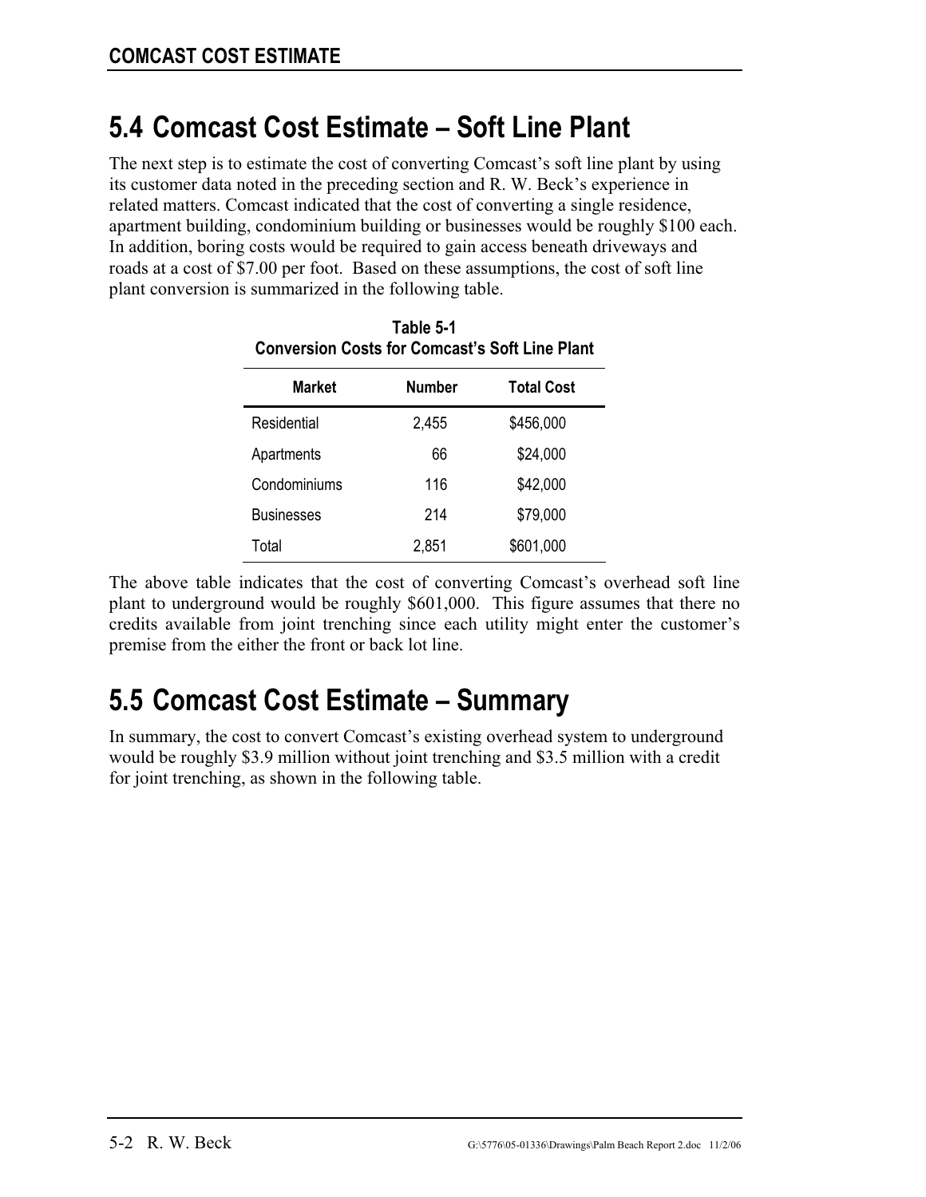## 5.4 Comcast Cost Estimate – Soft Line Plant

The next step is to estimate the cost of converting Comcast's soft line plant by using its customer data noted in the preceding section and R. W. Beck's experience in related matters. Comcast indicated that the cost of converting a single residence, apartment building, condominium building or businesses would be roughly $100 each. In addition, boring costs would be required to gain access beneath driveways and roads at a cost of $7.00 per foot. Based on these assumptions, the cost of soft line plant conversion is summarized in the following table.

**Table 5-1**
**Conversion Costs for Comcast's Soft Line Plant**

| Market | Number | Total Cost |
|---|---|---|
| Residential | 2,455 | $456,000 |
| Apartments | 66 | $24,000 |
| Condominiums | 116 | $42,000 |
| Businesses | 214 | $79,000 |
| Total | 2,851 | $601,000 |

The above table indicates that the cost of converting Comcast's overhead soft line plant to underground would be roughly $601,000. This figure assumes that there no credits available from joint trenching since each utility might enter the customer's premise from the either the front or back lot line.

## 5.5 Comcast Cost Estimate – Summary

In summary, the cost to convert Comcast's existing overhead system to underground would be roughly $3.9 million without joint trenching and $3.5 million with a credit for joint trenching, as shown in the following table.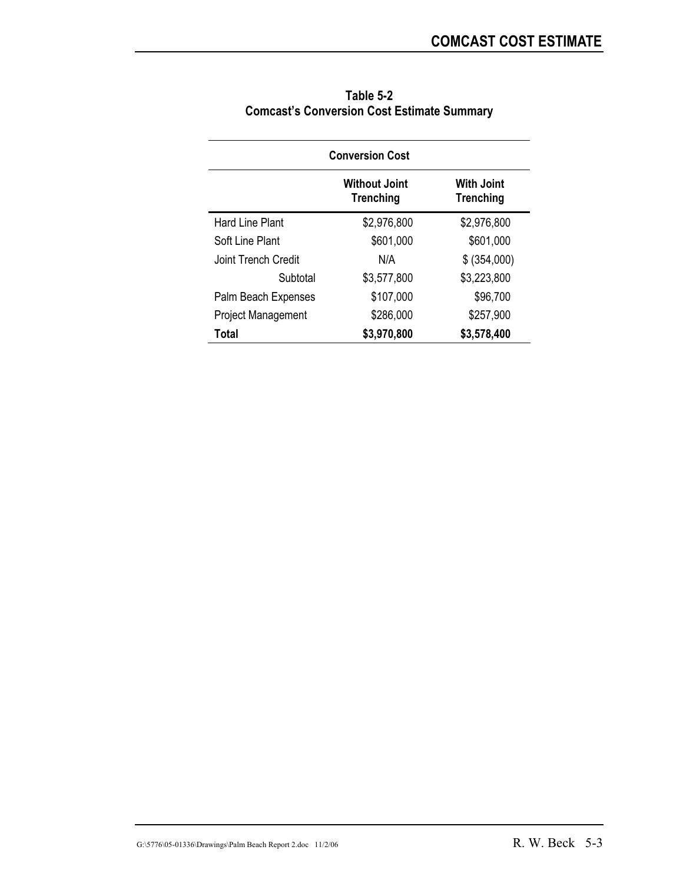**Table 5-2**
**Comcast's Conversion Cost Estimate Summary**

| Conversion Cost | | |
|---|---|---|
| | **Without Joint Trenching** | **With Joint Trenching** |
| Hard Line Plant | $2,976,800 | $2,976,800 |
| Soft Line Plant | $601,000 | $601,000 |
| Joint Trench Credit | N/A | $ (354,000) |
| Subtotal | $3,577,800 | $3,223,800 |
| Palm Beach Expenses | $107,000 | $96,700 |
| Project Management | $286,000 | $257,900 |
| **Total** | **$3,970,800** | **$3,578,400** |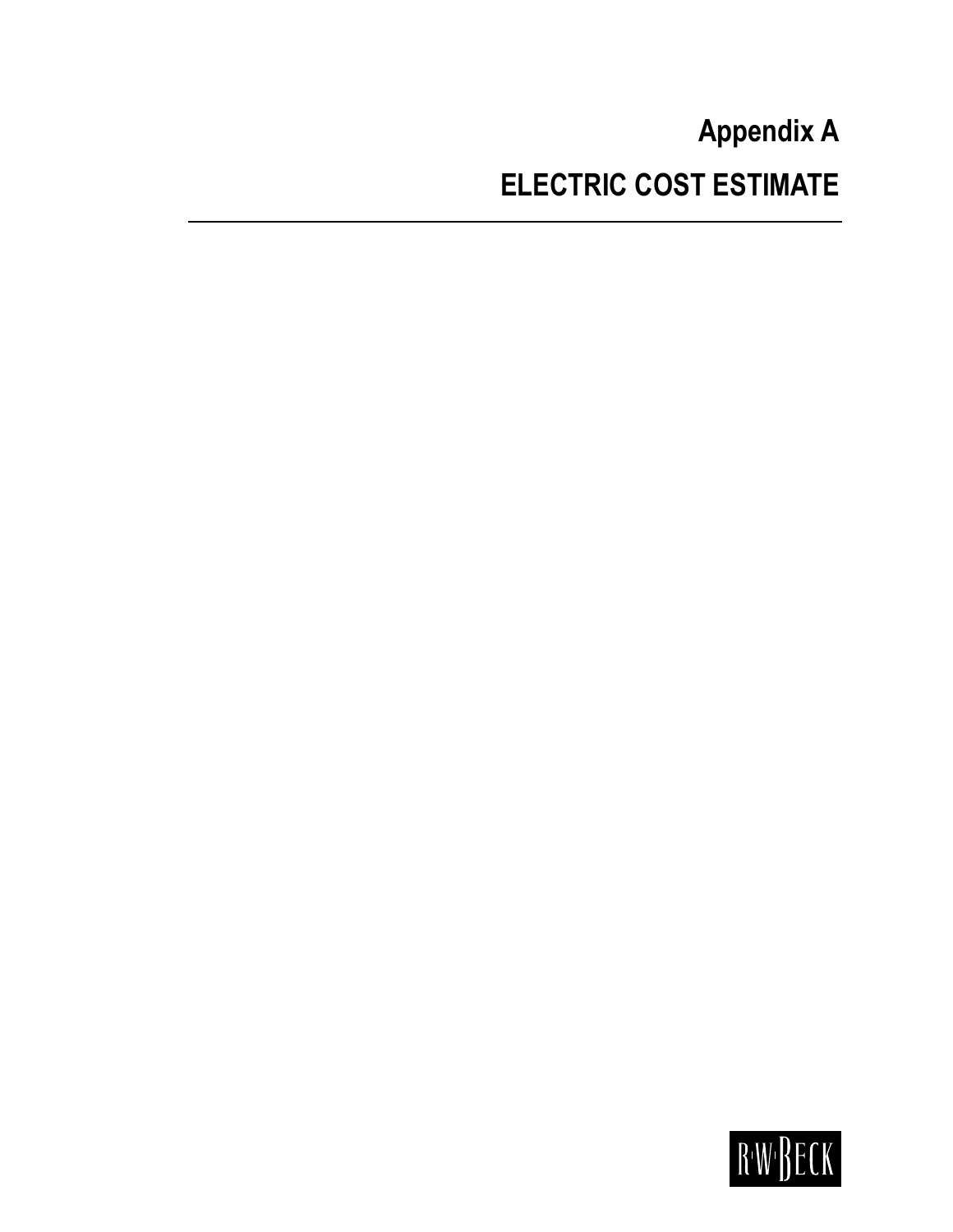# Appendix A

## ELECTRIC COST ESTIMATE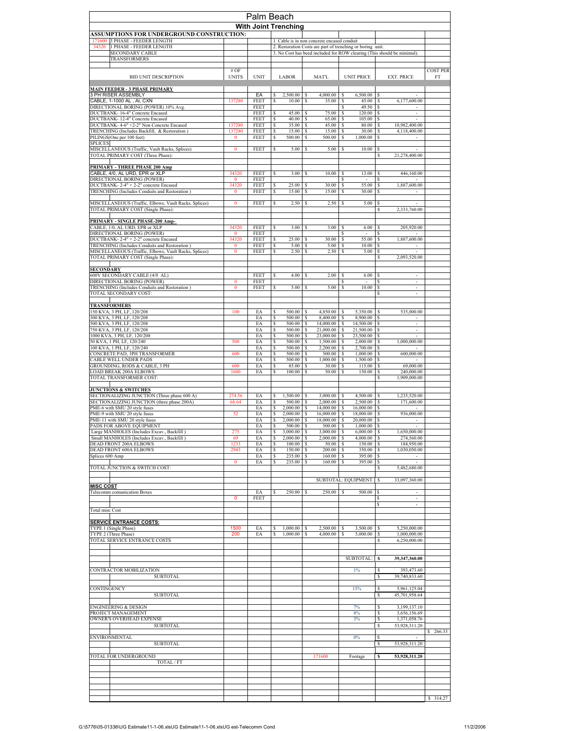# Palm Beach

## With Joint Trenching

**ASSUMPTIONS FOR UNDERGROUND CONSTRUCTION:**

| | |
|---|---|
| 171600 | 3 PHASE - FEEDER LENGTH |
| 34320 | 1 PHASE - FEEDER LENGTH |
| | SECONDARY CABLE |
| | TRANSFORMERS |

1. Cable is in non concrete encased conduit
2. Restoration Costs are part of trenching or boring unit.
3. No Cost has beed included for ROW clearing (This should be minimal).

| BID UNIT DESCRIPTION | # OF UNITS | UNIT | LABOR | MAT'L | UNIT PRICE | EXT. PRICE | COST PER FT |
|---|---|---|---|---|---|---|---|
| **MAIN FEEDER - 3 PHASE PRIMARY** | | | | | | | |
| 3 PH RISER ASSEMBLY | | EA | $ 2,500.00 | $ 4,000.00 | $ 6,500.00 | $ - | |
| CABLE, 1-1000 AL , Al, CXN | 137280 | FEET | $ 10.00 | $ 35.00 | $ 45.00 | $ 6,177,600.00 | |
| DIRECTIONAL BORING (POWER) 10% Avg. | | FEET | | | $ 49.50 | $ - | |
| DUCTBANK- 16-4" Concrete Encased | | FEET | $ 45.00 | $ 75.00 | $ 120.00 | $ - | |
| DUCTBANK- 12-4" Concrete Encased | | FEET | $ 40.00 | $ 65.00 | $ 105.00 | $ - | |
| DUCTBANK- 4-6" +2-2" Non Concrete Encased | 137280 | FEET | $ 35.00 | $ 45.00 | $ 80.00 | $ 10,982,400.00 | |
| TRENCHING (Includes Backfill, & Restoration ) | 137280 | FEET | $ 15.00 | $ 15.00 | $ 30.00 | $ 4,118,400.00 | |
| PILINGS(One per 100 feet) | 0 | FEET | $ 500.00 | $ 500.00 | $ 1,000.00 | $ - | |
| SPLICES | | | | | | | |
| MISCELLANEOUS (Traffic, Vault Racks, Splices) | 0 | FEET | $ 5.00 | $ 5.00 | $ 10.00 | $ - | |
| TOTAL PRIMARY COST (Three Phase): | | | | | | $ 21,278,400.00 | |
| **PRIMARY - THREE PHASE 200 Amp** | | | | | | | |
| CABLE, 4/0, AL URD, EPR or XLP | 34320 | FEET | $ 3.00 | $ 10.00 | $ 13.00 | $ 446,160.00 | |
| DIRECTIONAL BORING (POWER) | 0 | FEET | | | $ - | $ - | |
| DUCTBANK- 2-4" + 2-2" concrete Encased | 34320 | FEET | $ 25.00 | $ 30.00 | $ 55.00 | $ 1,887,600.00 | |
| TRENCHING (Includes Conduits and Restoration ) | 0 | FEET | $ 15.00 | $ 15.00 | $ 30.00 | $ - | |
| MISCELLANEOUS (Traffic, Elbows, Vault Racks, Splices) | 0 | FEET | $ 2.50 | $ 2.50 | $ 5.00 | $ - | |
| TOTAL PRIMARY COST (Single Phase): | | | | | | $ 2,333,760.00 | |
| **PRIMARY - SINGLE PHASE-200 Amp-** | | | | | | | |
| CABLE, 1/0, AL URD, EPR or XLP | 34320 | FEET | $ 3.00 | $ 3.00 | $ 6.00 | $ 205,920.00 | |
| DIRECTIONAL BORING (POWER) | 0 | FEET | | | $ - | $ - | |
| DUCTBANK- 2-4" + 2-2" concrete Encased | 34320 | FEET | $ 25.00 | $ 30.00 | $ 55.00 | $ 1,887,600.00 | |
| TRENCHING (Includes Conduits and Restoration ) | 0 | FEET | $ 5.00 | $ 5.00 | $ 10.00 | $ - | |
| MISCELLANEOUS (Traffic, Elbows, Vault Racks, Splices) | 0 | FEET | $ 2.50 | $ 2.50 | $ 5.00 | $ - | |
| TOTAL PRIMARY COST (Single Phase): | | | | | | $ 2,093,520.00 | |
| **SECONDARY** | | | | | | | |
| 600V SECONDARY CABLE (4/0 AL) | | FEET | $ 4.00 | $ 2.00 | $ 6.00 | $ - | |
| DIRECTIONAL BORING (POWER) | 0 | FEET | | | $ - | $ - | |
| TRENCHING (Includes Conduits and Restoration ) | 0 | FEET | $ 5.00 | $ 5.00 | $ 10.00 | $ - | |
| TOTAL SECONDARY COST: | | | | | | $ - | |
| **TRANSFORMERS** | | | | | | | |
| 150 KVA, 3 PH, LF, 120/208 | 100 | EA | $ 500.00 | $ 4,850.00 | $ 5,350.00 | $ 535,000.00 | |
| 300 KVA, 3 PH, LF, 120/208 | | EA | $ 500.00 | $ 8,400.00 | $ 8,900.00 | $ - | |
| 500 KVA, 3 PH, LF, 120/208 | | EA | $ 500.00 | $ 14,000.00 | $ 14,500.00 | $ - | |
| 750 KVA, 3 PH, LF, 120/208 | | EA | $ 500.00 | $ 21,000.00 | $ 21,500.00 | $ - | |
| 1000 KVA, 3 PH, LF, 120/208 | | EA | $ 500.00 | $ 23,000.00 | $ 23,500.00 | $ - | |
| 50 KVA, 1 PH, LF, 120/240 | 500 | EA | $ 500.00 | $ 1,500.00 | $ 2,000.00 | $ 1,000,000.00 | |
| 100 KVA, 1 PH, LF, 120/240 | | EA | $ 500.00 | $ 2,200.00 | $ 2,700.00 | $ - | |
| CONCRETE PAD, 3PH TRANSFORMER | 600 | EA | $ 500.00 | $ 500.00 | $ 1,000.00 | $ 600,000.00 | |
| CABLE WELL UNDER PADS | | EA | $ 500.00 | $ 1,000.00 | $ 1,500.00 | $ - | |
| GROUNDING, RODS & CABLE, 3 PH | 600 | EA | $ 85.00 | $ 30.00 | $ 115.00 | $ 69,000.00 | |
| LOAD BREAK 200A ELBOWS | 1600 | EA | $ 100.00 | $ 50.00 | $ 150.00 | $ 240,000.00 | |
| TOTAL TRANSFORMER COST: | | | | | | $ 1,909,000.00 | |
| **JUNCTIONS & SWITCHES** | | | | | | | |
| SECTIONALIZING JUNCTION (Three phase 600 A) | 274.56 | EA | $ 1,500.00 | $ 3,000.00 | $ 4,500.00 | $ 1,235,520.00 | |
| SECTIONALIZING JUNCTION (three phase 200A) | 68.64 | EA | $ 500.00 | $ 2,000.00 | $ 2,500.00 | $ 171,600.00 | |
| PME-6 with SMU 20 style fuses | | EA | $ 2,000.00 | $ 14,000.00 | $ 16,000.00 | $ - | |
| PME-9 with SMU 20 style fuses | 52 | EA | $ 2,000.00 | $ 16,000.00 | $ 18,000.00 | $ 936,000.00 | |
| PME-11 with SMU 20 style fuses | | EA | $ 2,000.00 | $ 18,000.00 | $ 20,000.00 | $ - | |
| PADS FOR ABOVE EQUIPMENT | | EA | $ 500.00 | $ 500.00 | $ 1,000.00 | $ - | |
| Large MANHOLES (Includes Excav., Backfill ) | 275 | EA | $ 3,000.00 | $ 3,000.00 | $ 6,000.00 | $ 1,650,000.00 | |
| Small MANHOLES (Includes Excav., Backfill ) | 69 | EA | $ 2,000.00 | $ 2,000.00 | $ 4,000.00 | $ 274,560.00 | |
| DEAD FRONT 200A ELBOWS | 1233 | EA | $ 100.00 | $ 50.00 | $ 150.00 | $ 184,950.00 | |
| DEAD FRONT 600A ELBOWS | 2943 | EA | $ 150.00 | $ 200.00 | $ 350.00 | $ 1,030,050.00 | |
| Splices 600 Amp | | EA | $ 235.00 | $ 160.00 | $ 395.00 | $ - | |
| | 0 | EA | $ 235.00 | $ 160.00 | $ 395.00 | $ - | |
| TOTAL JUNCTION & SWITCH COST: | | | | | | $ 5,482,680.00 | |
| | | | | SUBTOTAL: EQUIPMENT | | $ 33,097,360.00 | |
| **MISC COST** | | | | | | | |
| Telecomm comunication Boxes | | EA | $ 250.00 | $ 250.00 | $ 500.00 | $ - | |
| | 0 | FEET | | | | $ - | |
| | | | | | | $ - | |
| Total misc Cost | | | | | | | |
| **SERVICE ENTRANCE COSTS:** | | | | | | | |
| TYPE 1 (Single Phase) | 1500 | EA | $ 1,000.00 | $ 2,500.00 | $ 3,500.00 | $ 5,250,000.00 | |
| TYPE 2 (Three Phase) | 200 | EA | $ 1,000.00 | $ 4,000.00 | $ 5,000.00 | $ 1,000,000.00 | |
| TOTAL SERVICE ENTRANCE COSTS | | | | | | $ 6,250,000.00 | |
| | | | | | SUBTOTAL: | **$ 39,347,360.00** | |
| CONTRACTOR MOBILIZATION | | | | | 1% | $ 393,473.60 | |
| SUBTOTAL | | | | | | $ 39,740,833.60 | |
| CONTINGENCY | | | | | 15% | $ 5,961,125.04 | |
| SUBTOTAL | | | | | | $ 45,701,958.64 | |
| ENGINEERING & DESIGN | | | | | 7% | $ 3,199,137.10 | |
| PROJECT MANAGEMENT | | | | | 8% | $ 3,656,156.69 | |
| OWNER'S OVERHEAD EXPENSE | | | | | 3% | $ 1,371,058.76 | |
| SUBTOTAL | | | | | | $ 53,928,311.20 | $ 266.33 |
| ENVIRONMENTAL | | | | | 0% | $ - | |
| SUBTOTAL | | | | | | $ 53,928,311.20 | |
| TOTAL FOR UNDERGROUND | | | | 171600 | Footage | **$ 53,928,311.20** | |
| TOTAL / FT | | | | | | | $ 314.27 |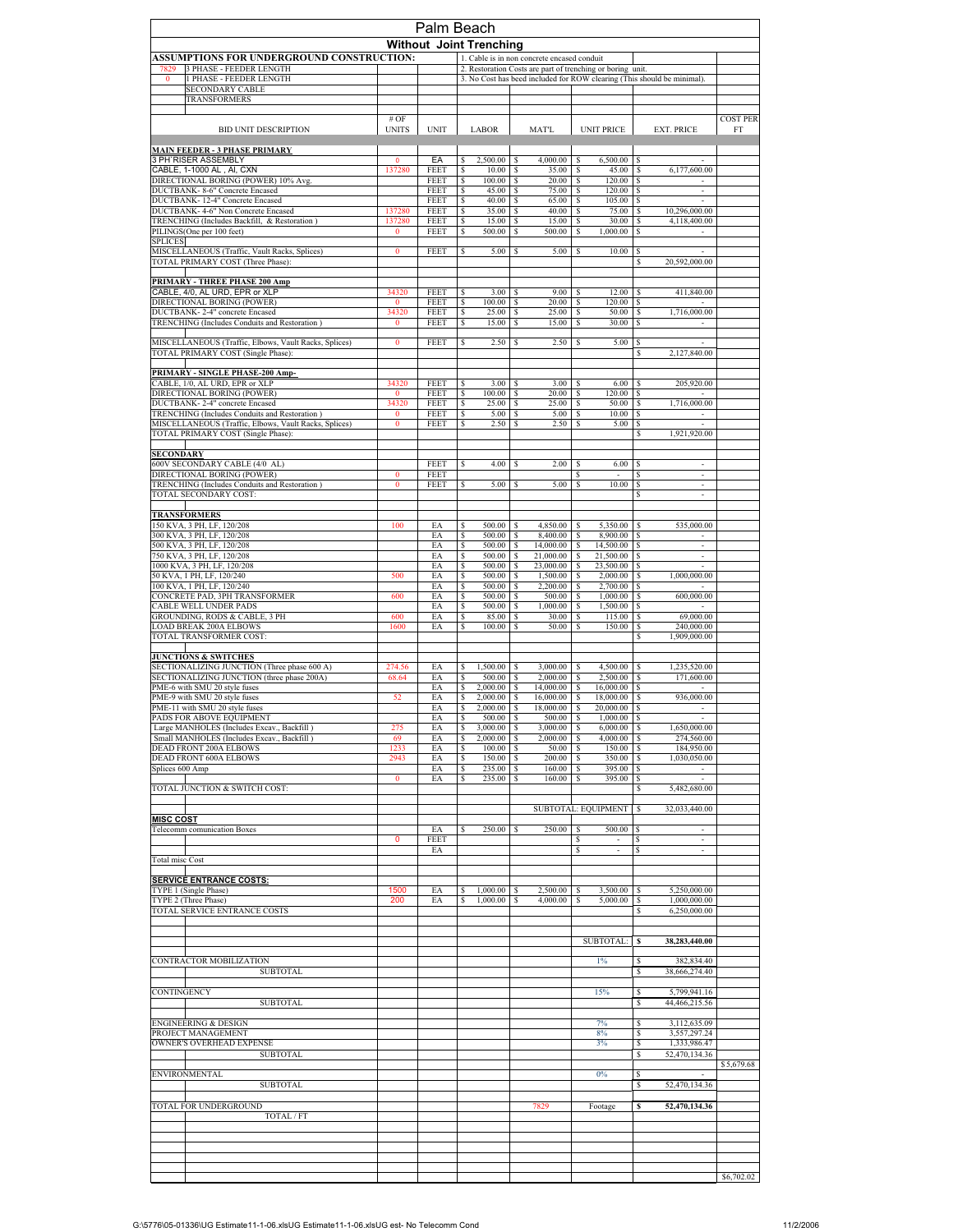# Palm Beach

## Without Joint Trenching

**ASSUMPTIONS FOR UNDERGROUND CONSTRUCTION:**

| | |
|---|---|
| 7829 | 3 PHASE - FEEDER LENGTH |
| 0 | 1 PHASE - FEEDER LENGTH |
| | SECONDARY CABLE |
| | TRANSFORMERS |

1. Cable is in non concrete encased conduit
2. Restoration Costs are part of trenching or boring unit.
3. No Cost has beed included for ROW clearing (This should be minimal).

| BID UNIT DESCRIPTION | # OF UNITS | UNIT | LABOR | MAT'L | UNIT PRICE | EXT. PRICE | COST PER FT |
|---|---|---|---|---|---|---|---|
| **MAIN FEEDER - 3 PHASE PRIMARY** | | | | | | | |
| 3 PH RISER ASSEMBLY | 0 | EA | $ 2,500.00 | $ 4,000.00 | $ 6,500.00 | $ - | |
| CABLE, 1-1000 AL , Al, CXN | 137280 | FEET | $ 10.00 | $ 35.00 | $ 45.00 | $ 6,177,600.00 | |
| DIRECTIONAL BORING (POWER) 10% Avg. | | FEET | $ 100.00 | $ 20.00 | $ 120.00 | $ - | |
| DUCTBANK- 8-6" Concrete Encased | | FEET | $ 45.00 | $ 75.00 | $ 120.00 | $ - | |
| DUCTBANK- 12-4" Concrete Encased | | FEET | $ 40.00 | $ 65.00 | $ 105.00 | $ - | |
| DUCTBANK- 4-6" Non Concrete Encased | 137280 | FEET | $ 35.00 | $ 40.00 | $ 75.00 | $ 10,296,000.00 | |
| TRENCHING (Includes Backfill, & Restoration ) | 137280 | FEET | $ 15.00 | $ 15.00 | $ 30.00 | $ 4,118,400.00 | |
| PILINGS(One per 100 feet) | 0 | FEET | $ 500.00 | $ 500.00 | $ 1,000.00 | $ - | |
| SPLICES | | | | | | | |
| MISCELLANEOUS (Traffic, Vault Racks, Splices) | 0 | FEET | $ 5.00 | $ 5.00 | $ 10.00 | $ - | |
| TOTAL PRIMARY COST (Three Phase): | | | | | | $ 20,592,000.00 | |
| **PRIMARY - THREE PHASE 200 Amp** | | | | | | | |
| CABLE, 4/0, AL URD, EPR or XLP | 34320 | FEET | $ 3.00 | $ 9.00 | $ 12.00 | $ 411,840.00 | |
| DIRECTIONAL BORING (POWER) | 0 | FEET | $ 100.00 | $ 20.00 | $ 120.00 | $ - | |
| DUCTBANK- 2-4" concrete Encased | 34320 | FEET | $ 25.00 | $ 25.00 | $ 50.00 | $ 1,716,000.00 | |
| TRENCHING (Includes Conduits and Restoration ) | 0 | FEET | $ 15.00 | $ 15.00 | $ 30.00 | $ - | |
| MISCELLANEOUS (Traffic, Elbows, Vault Racks, Splices) | 0 | FEET | $ 2.50 | $ 2.50 | $ 5.00 | $ - | |
| TOTAL PRIMARY COST (Single Phase): | | | | | | $ 2,127,840.00 | |
| **PRIMARY - SINGLE PHASE-200 Amp-** | | | | | | | |
| CABLE, 1/0, AL URD, EPR or XLP | 34320 | FEET | $ 3.00 | $ 3.00 | $ 6.00 | $ 205,920.00 | |
| DIRECTIONAL BORING (POWER) | 0 | FEET | $ 100.00 | $ 20.00 | $ 120.00 | $ - | |
| DUCTBANK- 2-4" concrete Encased | 34320 | FEET | $ 25.00 | $ 25.00 | $ 50.00 | $ 1,716,000.00 | |
| TRENCHING (Includes Conduits and Restoration ) | 0 | FEET | $ 5.00 | $ 5.00 | $ 10.00 | $ - | |
| MISCELLANEOUS (Traffic, Elbows, Vault Racks, Splices) | 0 | FEET | $ 2.50 | $ 2.50 | $ 5.00 | $ - | |
| TOTAL PRIMARY COST (Single Phase): | | | | | | $ 1,921,920.00 | |
| **SECONDARY** | | | | | | | |
| 600V SECONDARY CABLE (4/0 AL) | | FEET | $ 4.00 | $ 2.00 | $ 6.00 | $ - | |
| DIRECTIONAL BORING (POWER) | 0 | FEET | | | $ - | $ - | |
| TRENCHING (Includes Conduits and Restoration ) | 0 | FEET | $ 5.00 | $ 5.00 | $ 10.00 | $ - | |
| TOTAL SECONDARY COST: | | | | | | $ - | |
| **TRANSFORMERS** | | | | | | | |
| 150 KVA, 3 PH, LF, 120/208 | 100 | EA | $ 500.00 | $ 4,850.00 | $ 5,350.00 | $ 535,000.00 | |
| 300 KVA, 3 PH, LF, 120/208 | | EA | $ 500.00 | $ 8,400.00 | $ 8,900.00 | $ - | |
| 500 KVA, 3 PH, LF, 120/208 | | EA | $ 500.00 | $ 14,000.00 | $ 14,500.00 | $ - | |
| 750 KVA, 3 PH, LF, 120/208 | | EA | $ 500.00 | $ 21,000.00 | $ 21,500.00 | $ - | |
| 1000 KVA, 3 PH, LF, 120/208 | | EA | $ 500.00 | $ 23,000.00 | $ 23,500.00 | $ - | |
| 50 KVA, 1 PH, LF, 120/240 | 500 | EA | $ 500.00 | $ 1,500.00 | $ 2,000.00 | $ 1,000,000.00 | |
| 100 KVA, 1 PH, LF, 120/240 | | EA | $ 500.00 | $ 2,200.00 | $ 2,700.00 | $ - | |
| CONCRETE PAD, 3PH TRANSFORMER | 600 | EA | $ 500.00 | $ 500.00 | $ 1,000.00 | $ 600,000.00 | |
| CABLE WELL UNDER PADS | | EA | $ 500.00 | $ 1,000.00 | $ 1,500.00 | $ - | |
| GROUNDING, RODS & CABLE, 3 PH | 600 | EA | $ 85.00 | $ 30.00 | $ 115.00 | $ 69,000.00 | |
| LOAD BREAK 200A ELBOWS | 1600 | EA | $ 100.00 | $ 50.00 | $ 150.00 | $ 240,000.00 | |
| TOTAL TRANSFORMER COST: | | | | | | $ 1,909,000.00 | |
| **JUNCTIONS & SWITCHES** | | | | | | | |
| SECTIONALIZING JUNCTION (Three phase 600 A) | 274.56 | EA | $ 1,500.00 | $ 3,000.00 | $ 4,500.00 | $ 1,235,520.00 | |
| SECTIONALIZING JUNCTION (three phase 200A) | 68.64 | EA | $ 500.00 | $ 2,000.00 | $ 2,500.00 | $ 171,600.00 | |
| PME-6 with SMU 20 style fuses | | EA | $ 2,000.00 | $ 14,000.00 | $ 16,000.00 | $ - | |
| PME-9 with SMU 20 style fuses | 52 | EA | $ 2,000.00 | $ 16,000.00 | $ 18,000.00 | $ 936,000.00 | |
| PME-11 with SMU 20 style fuses | | EA | $ 2,000.00 | $ 18,000.00 | $ 20,000.00 | $ - | |
| PADS FOR ABOVE EQUIPMENT | | EA | $ 500.00 | $ 500.00 | $ 1,000.00 | $ - | |
| Large MANHOLES (Includes Excav., Backfill ) | 275 | EA | $ 3,000.00 | $ 3,000.00 | $ 6,000.00 | $ 1,650,000.00 | |
| Small MANHOLES (Includes Excav., Backfill ) | 69 | EA | $ 2,000.00 | $ 2,000.00 | $ 4,000.00 | $ 274,560.00 | |
| DEAD FRONT 200A ELBOWS | 1233 | EA | $ 100.00 | $ 50.00 | $ 150.00 | $ 184,950.00 | |
| DEAD FRONT 600A ELBOWS | 2943 | EA | $ 150.00 | $ 200.00 | $ 350.00 | $ 1,030,050.00 | |
| Splices 600 Amp | | EA | $ 235.00 | $ 160.00 | $ 395.00 | $ - | |
| | 0 | EA | $ 235.00 | $ 160.00 | $ 395.00 | $ - | |
| TOTAL JUNCTION & SWITCH COST: | | | | | | $ 5,482,680.00 | |
| | | | | | SUBTOTAL: EQUIPMENT | $ 32,033,440.00 | |
| **MISC COST** | | | | | | | |
| Telecomm comunication Boxes | | EA | $ 250.00 | $ 250.00 | $ 500.00 | $ - | |
| | 0 | FEET | | | $ - | $ - | |
| | | EA | | | $ - | $ - | |
| Total misc Cost | | | | | | | |
| **SERVICE ENTRANCE COSTS:** | | | | | | | |
| TYPE 1 (Single Phase) | 1500 | EA | $ 1,000.00 | $ 2,500.00 | $ 3,500.00 | $ 5,250,000.00 | |
| TYPE 2 (Three Phase) | 200 | EA | $ 1,000.00 | $ 4,000.00 | $ 5,000.00 | $ 1,000,000.00 | |
| TOTAL SERVICE ENTRANCE COSTS | | | | | | $ 6,250,000.00 | |
| | | | | | SUBTOTAL: | **$ 38,283,440.00** | |
| CONTRACTOR MOBILIZATION | | | | | 1% | $ 382,834.40 | |
| SUBTOTAL | | | | | | $ 38,666,274.40 | |
| CONTINGENCY | | | | | 15% | $ 5,799,941.16 | |
| SUBTOTAL | | | | | | $ 44,466,215.56 | |
| ENGINEERING & DESIGN | | | | | 7% | $ 3,112,635.09 | |
| PROJECT MANAGEMENT | | | | | 8% | $ 3,557,297.24 | |
| OWNER'S OVERHEAD EXPENSE | | | | | 3% | $ 1,333,986.47 | |
| SUBTOTAL | | | | | | $ 52,470,134.36 | $ 5,679.68 |
| ENVIRONMENTAL | | | | | 0% | $ - | |
| SUBTOTAL | | | | | | $ 52,470,134.36 | |
| TOTAL FOR UNDERGROUND | | | | 7829 | Footage | **$ 52,470,134.36** | |
| TOTAL / FT | | | | | | | $6,702.02 |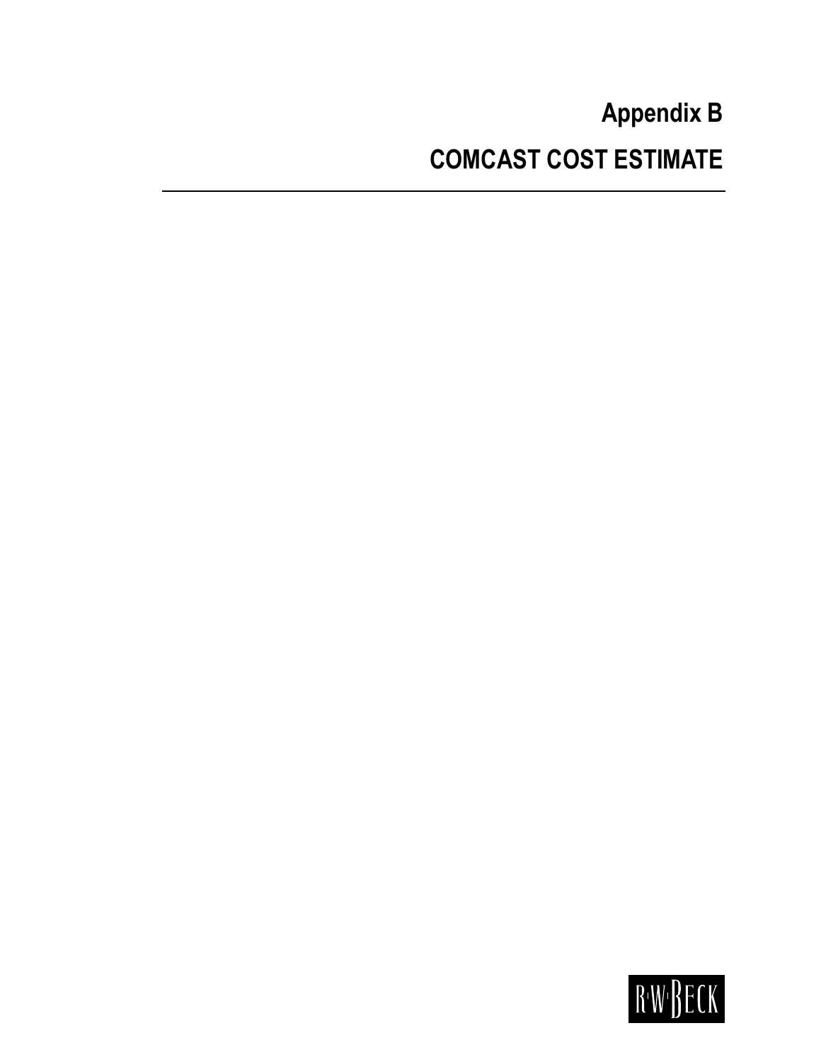# Appendix B

## COMCAST COST ESTIMATE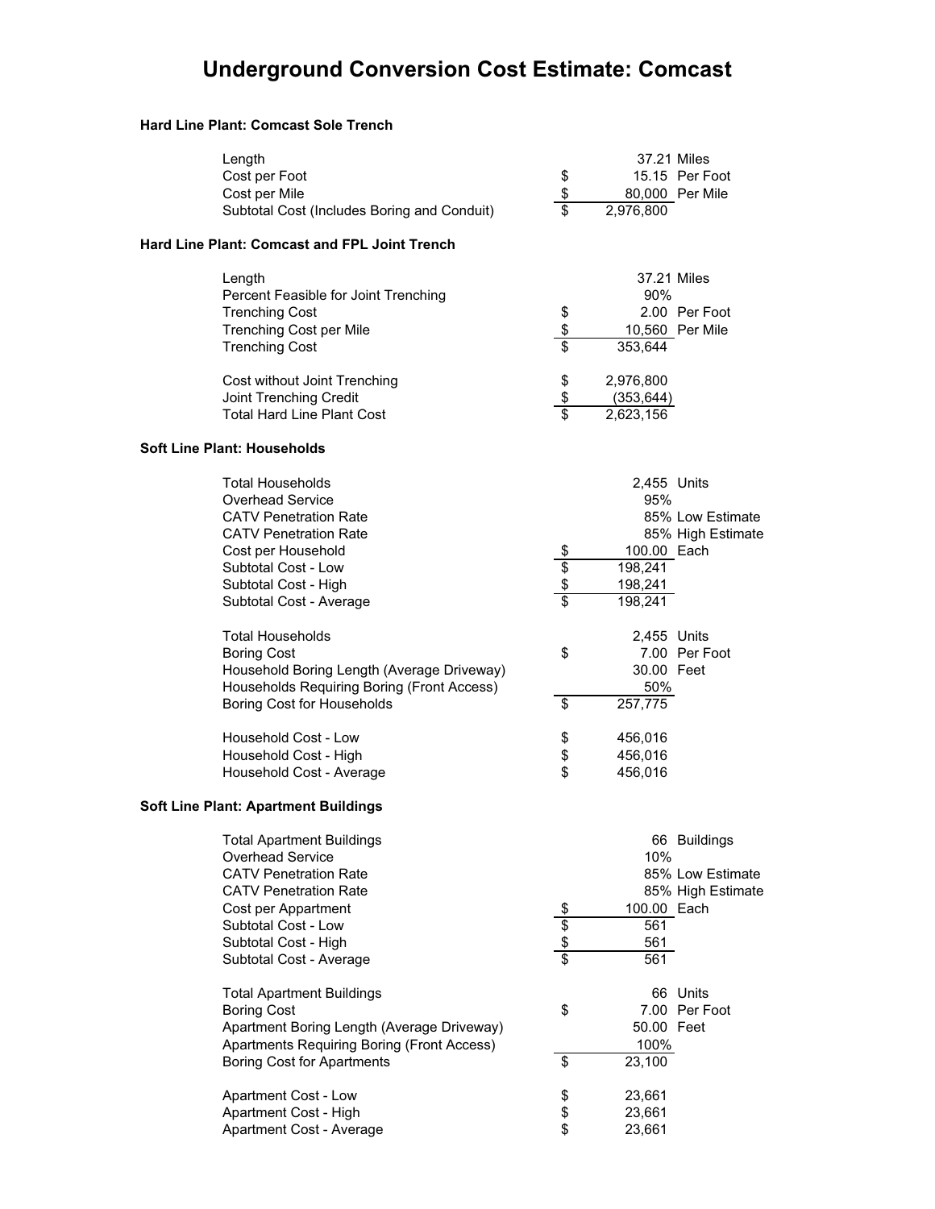# Underground Conversion Cost Estimate: Comcast

### Hard Line Plant: Comcast Sole Trench

| Item | | Value | Unit |
|---|---|---|---|
| Length | | 37.21 | Miles |
| Cost per Foot | $ | 15.15 | Per Foot |
| Cost per Mile | $ | 80,000 | Per Mile |
| Subtotal Cost (Includes Boring and Conduit) | $ | 2,976,800 | |

### Hard Line Plant: Comcast and FPL Joint Trench

| Item | | Value | Unit |
|---|---|---|---|
| Length | | 37.21 | Miles |
| Percent Feasible for Joint Trenching | | 90% | |
| Trenching Cost | $ | 2.00 | Per Foot |
| Trenching Cost per Mile | $ | 10,560 | Per Mile |
| Trenching Cost | $ | 353,644 | |
| | | | |
| Cost without Joint Trenching | $ | 2,976,800 | |
| Joint Trenching Credit | $ | (353,644) | |
| Total Hard Line Plant Cost | $ | 2,623,156 | |

### Soft Line Plant: Households

| Item | | Value | Unit |
|---|---|---|---|
| Total Households | | 2,455 | Units |
| Overhead Service | | 95% | |
| CATV Penetration Rate | | 85% | Low Estimate |
| CATV Penetration Rate | | 85% | High Estimate |
| Cost per Household | $ | 100.00 | Each |
| Subtotal Cost - Low | $ | 198,241 | |
| Subtotal Cost - High | $ | 198,241 | |
| Subtotal Cost - Average | $ | 198,241 | |
| | | | |
| Total Households | | 2,455 | Units |
| Boring Cost | $ | 7.00 | Per Foot |
| Household Boring Length (Average Driveway) | | 30.00 | Feet |
| Households Requiring Boring (Front Access) | | 50% | |
| Boring Cost for Households | $ | 257,775 | |
| | | | |
| Household Cost - Low | $ | 456,016 | |
| Household Cost - High | $ | 456,016 | |
| Household Cost - Average | $ | 456,016 | |

### Soft Line Plant: Apartment Buildings

| Item | | Value | Unit |
|---|---|---|---|
| Total Apartment Buildings | | 66 | Buildings |
| Overhead Service | | 10% | |
| CATV Penetration Rate | | 85% | Low Estimate |
| CATV Penetration Rate | | 85% | High Estimate |
| Cost per Appartment | $ | 100.00 | Each |
| Subtotal Cost - Low | $ | 561 | |
| Subtotal Cost - High | $ | 561 | |
| Subtotal Cost - Average | $ | 561 | |
| | | | |
| Total Apartment Buildings | | 66 | Units |
| Boring Cost | $ | 7.00 | Per Foot |
| Apartment Boring Length (Average Driveway) | | 50.00 | Feet |
| Apartments Requiring Boring (Front Access) | | 100% | |
| Boring Cost for Apartments | $ | 23,100 | |
| | | | |
| Apartment Cost - Low | $ | 23,661 | |
| Apartment Cost - High | $ | 23,661 | |
| Apartment Cost - Average | $ | 23,661 | |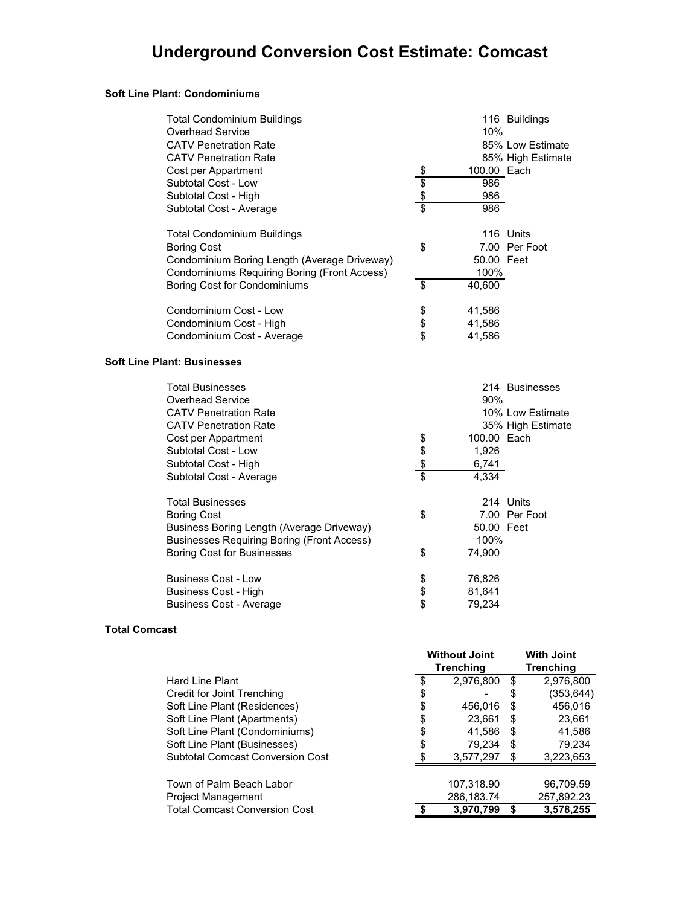# Underground Conversion Cost Estimate: Comcast

### Soft Line Plant: Condominiums

| | | |
|---|---|---|
| Total Condominium Buildings | 116 | Buildings |
| Overhead Service | 10% | |
| CATV Penetration Rate | 85% | Low Estimate |
| CATV Penetration Rate | 85% | High Estimate |
| Cost per Appartment | $ 100.00 | Each |
| Subtotal Cost - Low | $ 986 | |
| Subtotal Cost - High | $ 986 | |
| Subtotal Cost - Average | $ 986 | |
| | | |
| Total Condominium Buildings | 116 | Units |
| Boring Cost | $ 7.00 | Per Foot |
| Condominium Boring Length (Average Driveway) | 50.00 | Feet |
| Condominiums Requiring Boring (Front Access) | 100% | |
| Boring Cost for Condominiums | $ 40,600 | |
| | | |
| Condominium Cost - Low | $ 41,586 | |
| Condominium Cost - High | $ 41,586 | |
| Condominium Cost - Average | $ 41,586 | |

### Soft Line Plant: Businesses

| | | |
|---|---|---|
| Total Businesses | 214 | Businesses |
| Overhead Service | 90% | |
| CATV Penetration Rate | 10% | Low Estimate |
| CATV Penetration Rate | 35% | High Estimate |
| Cost per Appartment | $ 100.00 | Each |
| Subtotal Cost - Low | $ 1,926 | |
| Subtotal Cost - High | $ 6,741 | |
| Subtotal Cost - Average | $ 4,334 | |
| | | |
| Total Businesses | 214 | Units |
| Boring Cost | $ 7.00 | Per Foot |
| Business Boring Length (Average Driveway) | 50.00 | Feet |
| Businesses Requiring Boring (Front Access) | 100% | |
| Boring Cost for Businesses | $ 74,900 | |
| | | |
| Business Cost - Low | $ 76,826 | |
| Business Cost - High | $ 81,641 | |
| Business Cost - Average | $ 79,234 | |

### Total Comcast

| | Without Joint Trenching | With Joint Trenching |
|---|---|---|
| Hard Line Plant | $ 2,976,800 | $ 2,976,800 |
| Credit for Joint Trenching | $ - | $ (353,644) |
| Soft Line Plant (Residences) | $ 456,016 | $ 456,016 |
| Soft Line Plant (Apartments) | $ 23,661 | $ 23,661 |
| Soft Line Plant (Condominiums) | $ 41,586 | $ 41,586 |
| Soft Line Plant (Businesses) | $ 79,234 | $ 79,234 |
| Subtotal Comcast Conversion Cost | $ 3,577,297 | $ 3,223,653 |
| | | |
| Town of Palm Beach Labor | 107,318.90 | 96,709.59 |
| Project Management | 286,183.74 | 257,892.23 |
| **Total Comcast Conversion Cost** | **$ 3,970,799** | **$ 3,578,255** |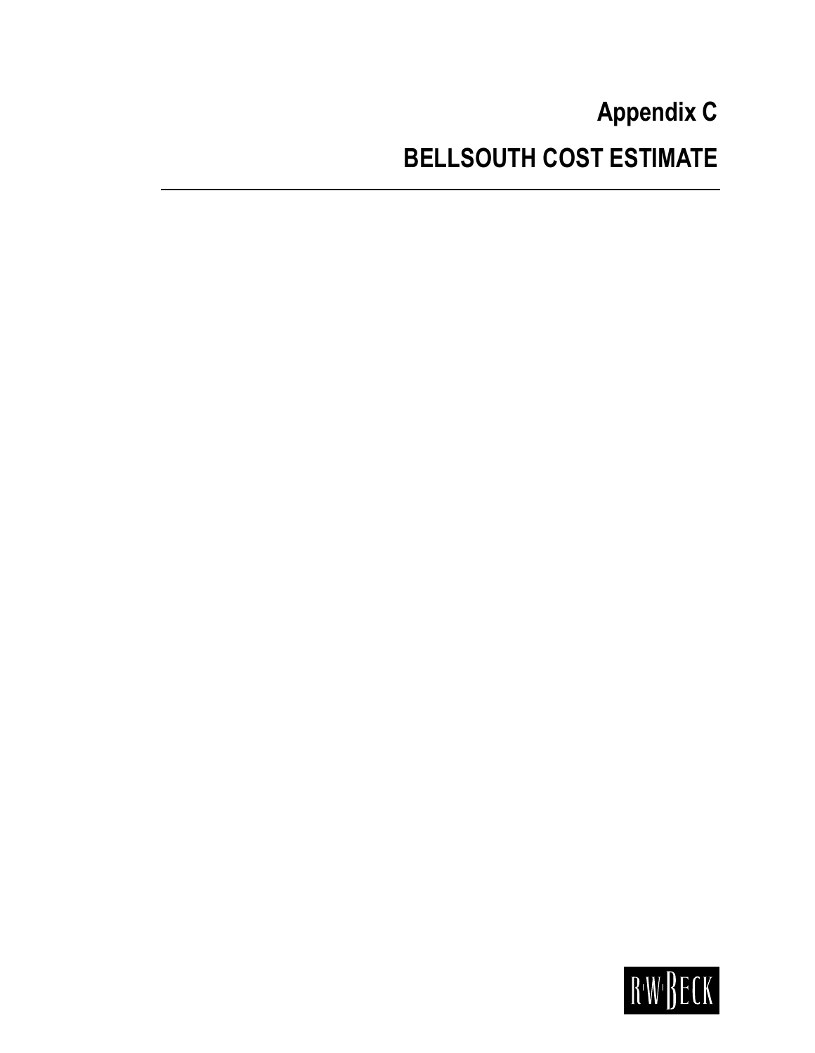# Appendix C

# BELLSOUTH COST ESTIMATE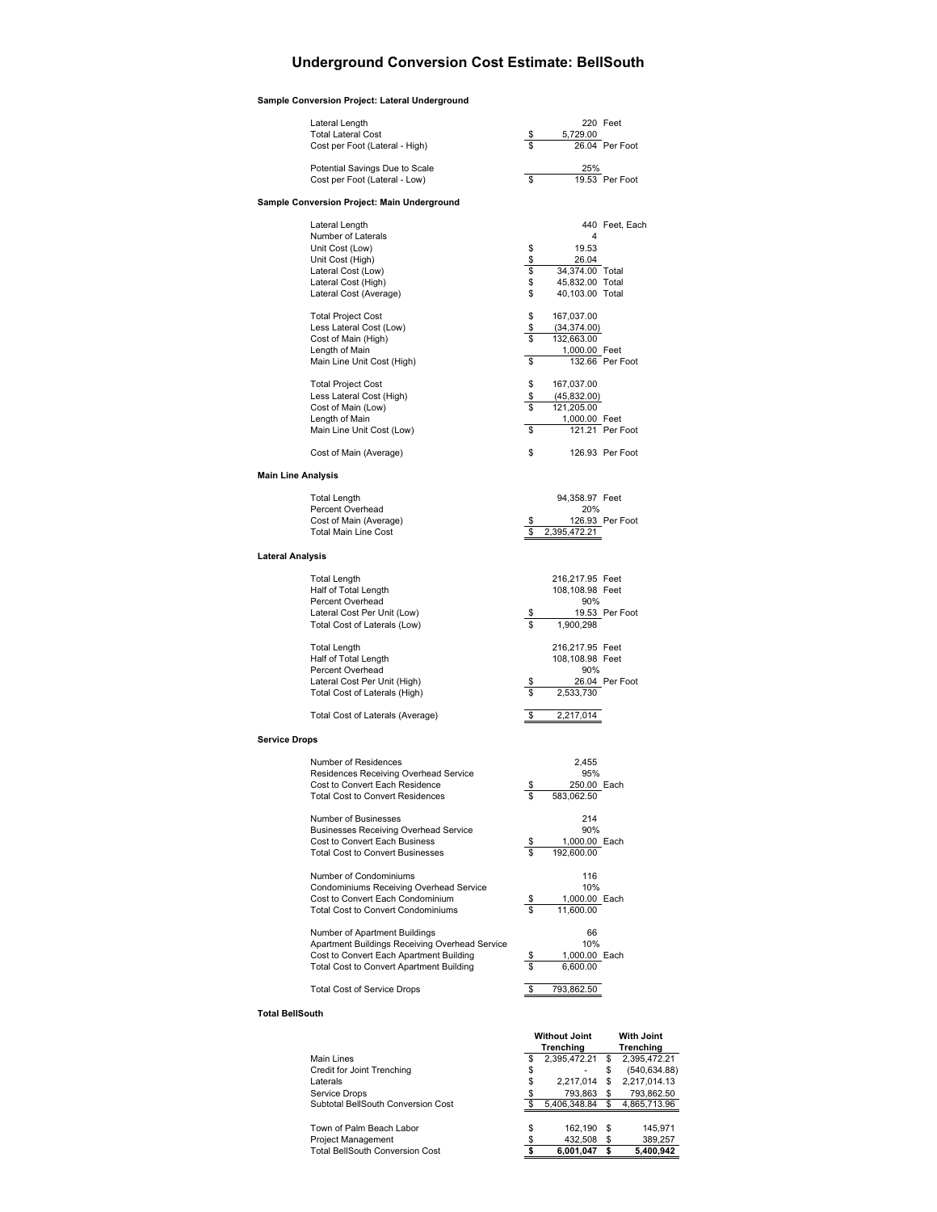# Underground Conversion Cost Estimate: BellSouth

**Sample Conversion Project: Lateral Underground**

| | | |
|---|---|---|
| Lateral Length | 220 | Feet |
| Total Lateral Cost | $ 5,729.00 | |
| Cost per Foot (Lateral - High) | $ 26.04 | Per Foot |
| | | |
| Potential Savings Due to Scale | 25% | |
| Cost per Foot (Lateral - Low) | $ 19.53 | Per Foot |

**Sample Conversion Project: Main Underground**

| | | |
|---|---|---|
| Lateral Length | 440 | Feet, Each |
| Number of Laterals | 4 | |
| Unit Cost (Low) | $ 19.53 | |
| Unit Cost (High) | $ 26.04 | |
| Lateral Cost (Low) | $ 34,374.00 | Total |
| Lateral Cost (High) | $ 45,832.00 | Total |
| Lateral Cost (Average) | $ 40,103.00 | Total |
| | | |
| Total Project Cost | $ 167,037.00 | |
| Less Lateral Cost (Low) | $ (34,374.00) | |
| Cost of Main (High) | $ 132,663.00 | |
| Length of Main | 1,000.00 | Feet |
| Main Line Unit Cost (High) | $ 132.66 | Per Foot |
| | | |
| Total Project Cost | $ 167,037.00 | |
| Less Lateral Cost (High) | $ (45,832.00) | |
| Cost of Main (Low) | $ 121,205.00 | |
| Length of Main | 1,000.00 | Feet |
| Main Line Unit Cost (Low) | $ 121.21 | Per Foot |
| | | |
| Cost of Main (Average) | $ 126.93 | Per Foot |

**Main Line Analysis**

| | | |
|---|---|---|
| Total Length | 94,358.97 | Feet |
| Percent Overhead | 20% | |
| Cost of Main (Average) | $ 126.93 | Per Foot |
| Total Main Line Cost | $ 2,395,472.21 | |

**Lateral Analysis**

| | | |
|---|---|---|
| Total Length | 216,217.95 | Feet |
| Half of Total Length | 108,108.98 | Feet |
| Percent Overhead | 90% | |
| Lateral Cost Per Unit (Low) | $ 19.53 | Per Foot |
| Total Cost of Laterals (Low) | $ 1,900,298 | |
| | | |
| Total Length | 216,217.95 | Feet |
| Half of Total Length | 108,108.98 | Feet |
| Percent Overhead | 90% | |
| Lateral Cost Per Unit (High) | $ 26.04 | Per Foot |
| Total Cost of Laterals (High) | $ 2,533,730 | |
| | | |
| Total Cost of Laterals (Average) | $ 2,217,014 | |

**Service Drops**

| | | |
|---|---|---|
| Number of Residences | 2,455 | |
| Residences Receiving Overhead Service | 95% | |
| Cost to Convert Each Residence | $ 250.00 | Each |
| Total Cost to Convert Residences | $ 583,062.50 | |
| | | |
| Number of Businesses | 214 | |
| Businesses Receiving Overhead Service | 90% | |
| Cost to Convert Each Business | $ 1,000.00 | Each |
| Total Cost to Convert Businesses | $ 192,600.00 | |
| | | |
| Number of Condominiums | 116 | |
| Condominiums Receiving Overhead Service | 10% | |
| Cost to Convert Each Condominium | $ 1,000.00 | Each |
| Total Cost to Convert Condominiums | $ 11,600.00 | |
| | | |
| Number of Apartment Buildings | 66 | |
| Apartment Buildings Receiving Overhead Service | 10% | |
| Cost to Convert Each Apartment Building | $ 1,000.00 | Each |
| Total Cost to Convert Apartment Building | $ 6,600.00 | |
| | | |
| Total Cost of Service Drops | $ 793,862.50 | |

**Total BellSouth**

| | Without Joint Trenching | With Joint Trenching |
|---|---|---|
| Main Lines | $ 2,395,472.21 | $ 2,395,472.21 |
| Credit for Joint Trenching | $ - | $ (540,634.88) |
| Laterals | $ 2,217,014 | $ 2,217,014.13 |
| Service Drops | $ 793,863 | $ 793,862.50 |
| Subtotal BellSouth Conversion Cost | $ 5,406,348.84 | $ 4,865,713.96 |
| | | |
| Town of Palm Beach Labor | $ 162,190 | $ 145,971 |
| Project Management | $ 432,508 | $ 389,257 |
| **Total BellSouth Conversion Cost** | **$ 6,001,047** | **$ 5,400,942** |